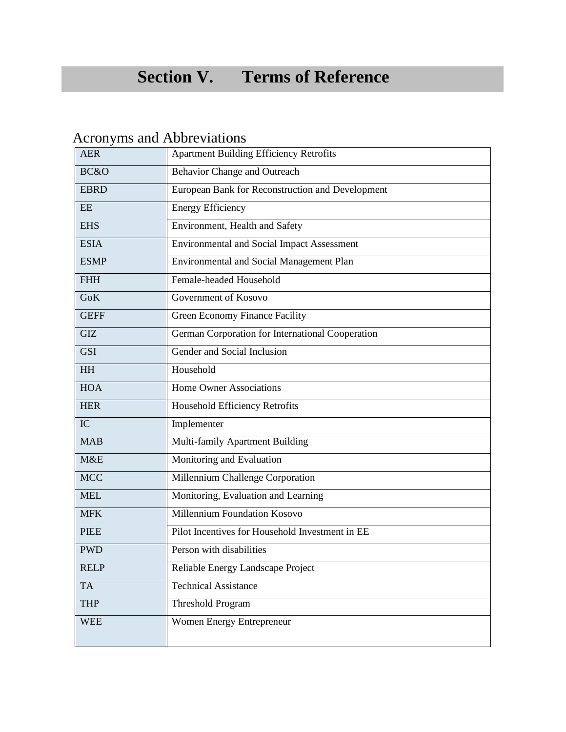# Section V. Terms of Reference

## Acronyms and Abbreviations

| | |
|---|---|
| AER | Apartment Building Efficiency Retrofits |
| BC&O | Behavior Change and Outreach |
| EBRD | European Bank for Reconstruction and Development |
| EE | Energy Efficiency |
| EHS | Environment, Health and Safety |
| ESIA | Environmental and Social Impact Assessment |
| ESMP | Environmental and Social Management Plan |
| FHH | Female-headed Household |
| GoK | Government of Kosovo |
| GEFF | Green Economy Finance Facility |
| GIZ | German Corporation for International Cooperation |
| GSI | Gender and Social Inclusion |
| HH | Household |
| HOA | Home Owner Associations |
| HER | Household Efficiency Retrofits |
| IC | Implementer |
| MAB | Multi-family Apartment Building |
| M&E | Monitoring and Evaluation |
| MCC | Millennium Challenge Corporation |
| MEL | Monitoring, Evaluation and Learning |
| MFK | Millennium Foundation Kosovo |
| PIEE | Pilot Incentives for Household Investment in EE |
| PWD | Person with disabilities |
| RELP | Reliable Energy Landscape Project |
| TA | Technical Assistance |
| THP | Threshold Program |
| WEE | Women Energy Entrepreneur |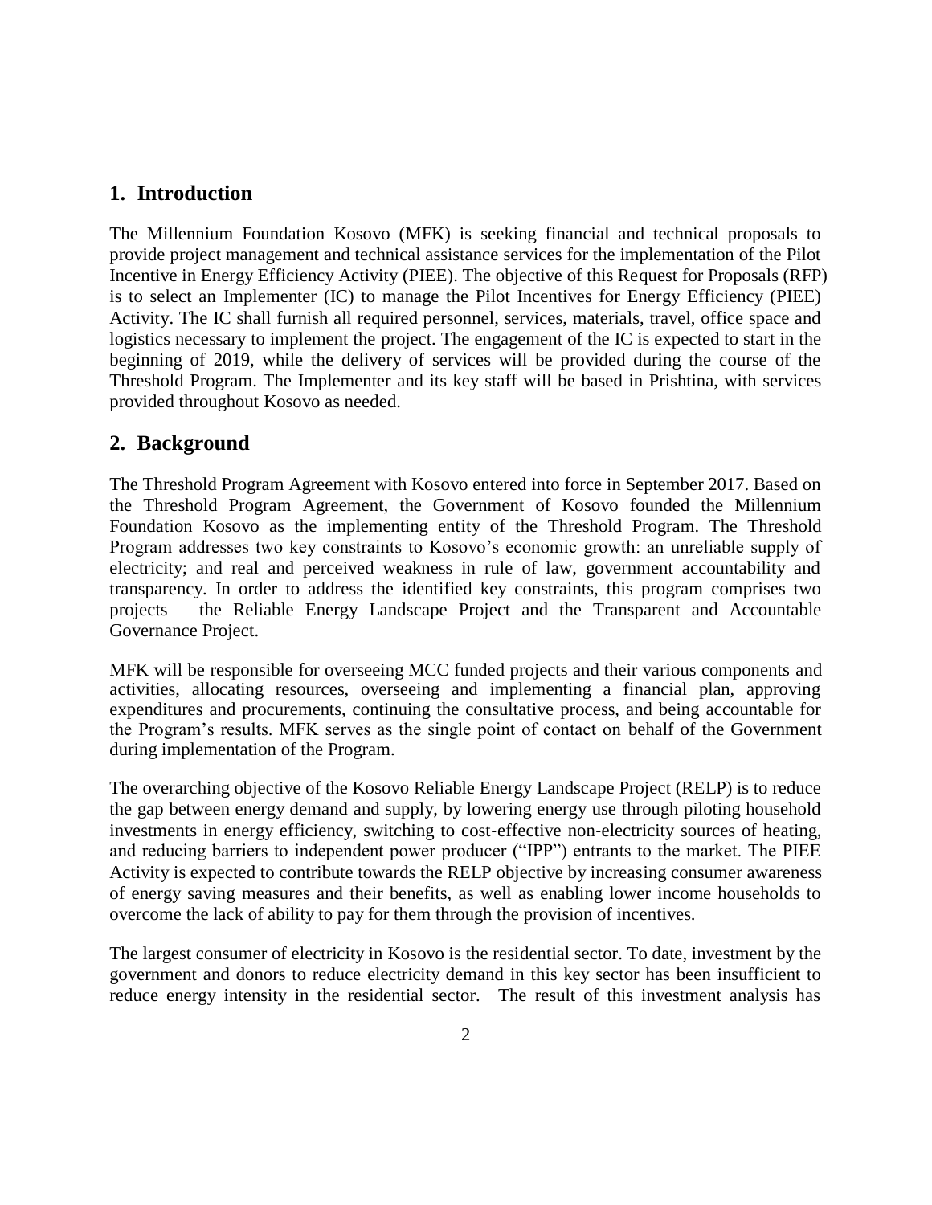## 1. Introduction

The Millennium Foundation Kosovo (MFK) is seeking financial and technical proposals to provide project management and technical assistance services for the implementation of the Pilot Incentive in Energy Efficiency Activity (PIEE). The objective of this Request for Proposals (RFP) is to select an Implementer (IC) to manage the Pilot Incentives for Energy Efficiency (PIEE) Activity. The IC shall furnish all required personnel, services, materials, travel, office space and logistics necessary to implement the project. The engagement of the IC is expected to start in the beginning of 2019, while the delivery of services will be provided during the course of the Threshold Program. The Implementer and its key staff will be based in Prishtina, with services provided throughout Kosovo as needed.

## 2. Background

The Threshold Program Agreement with Kosovo entered into force in September 2017. Based on the Threshold Program Agreement, the Government of Kosovo founded the Millennium Foundation Kosovo as the implementing entity of the Threshold Program. The Threshold Program addresses two key constraints to Kosovo's economic growth: an unreliable supply of electricity; and real and perceived weakness in rule of law, government accountability and transparency. In order to address the identified key constraints, this program comprises two projects – the Reliable Energy Landscape Project and the Transparent and Accountable Governance Project.

MFK will be responsible for overseeing MCC funded projects and their various components and activities, allocating resources, overseeing and implementing a financial plan, approving expenditures and procurements, continuing the consultative process, and being accountable for the Program's results. MFK serves as the single point of contact on behalf of the Government during implementation of the Program.

The overarching objective of the Kosovo Reliable Energy Landscape Project (RELP) is to reduce the gap between energy demand and supply, by lowering energy use through piloting household investments in energy efficiency, switching to cost-effective non-electricity sources of heating, and reducing barriers to independent power producer ("IPP") entrants to the market. The PIEE Activity is expected to contribute towards the RELP objective by increasing consumer awareness of energy saving measures and their benefits, as well as enabling lower income households to overcome the lack of ability to pay for them through the provision of incentives.

The largest consumer of electricity in Kosovo is the residential sector. To date, investment by the government and donors to reduce electricity demand in this key sector has been insufficient to reduce energy intensity in the residential sector. The result of this investment analysis has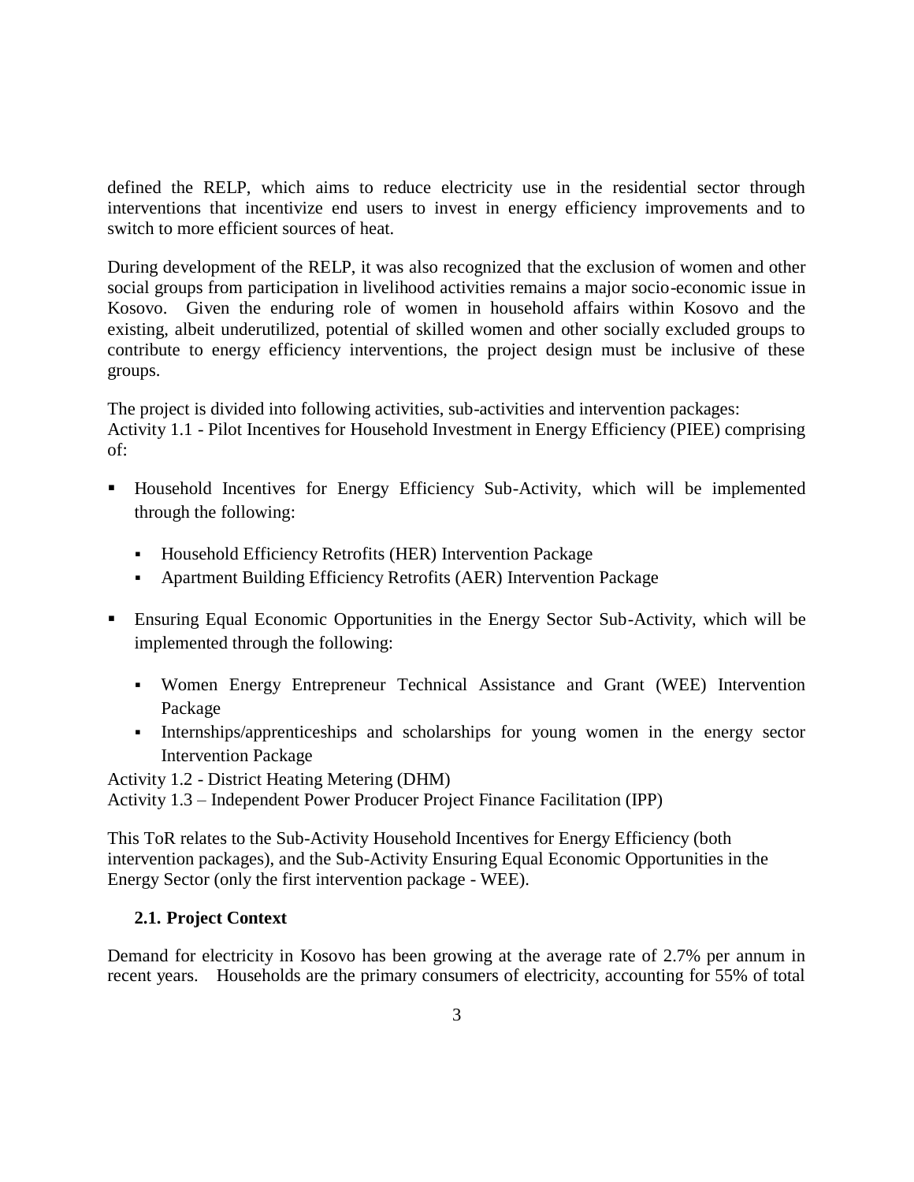defined the RELP, which aims to reduce electricity use in the residential sector through interventions that incentivize end users to invest in energy efficiency improvements and to switch to more efficient sources of heat.

During development of the RELP, it was also recognized that the exclusion of women and other social groups from participation in livelihood activities remains a major socio-economic issue in Kosovo. Given the enduring role of women in household affairs within Kosovo and the existing, albeit underutilized, potential of skilled women and other socially excluded groups to contribute to energy efficiency interventions, the project design must be inclusive of these groups.

The project is divided into following activities, sub-activities and intervention packages:
Activity 1.1 - Pilot Incentives for Household Investment in Energy Efficiency (PIEE) comprising of:

- Household Incentives for Energy Efficiency Sub-Activity, which will be implemented through the following:
  - Household Efficiency Retrofits (HER) Intervention Package
  - Apartment Building Efficiency Retrofits (AER) Intervention Package
- Ensuring Equal Economic Opportunities in the Energy Sector Sub-Activity, which will be implemented through the following:
  - Women Energy Entrepreneur Technical Assistance and Grant (WEE) Intervention Package
  - Internships/apprenticeships and scholarships for young women in the energy sector Intervention Package

Activity 1.2 - District Heating Metering (DHM)
Activity 1.3 – Independent Power Producer Project Finance Facilitation (IPP)

This ToR relates to the Sub-Activity Household Incentives for Energy Efficiency (both intervention packages), and the Sub-Activity Ensuring Equal Economic Opportunities in the Energy Sector (only the first intervention package - WEE).

### 2.1. Project Context

Demand for electricity in Kosovo has been growing at the average rate of 2.7% per annum in recent years. Households are the primary consumers of electricity, accounting for 55% of total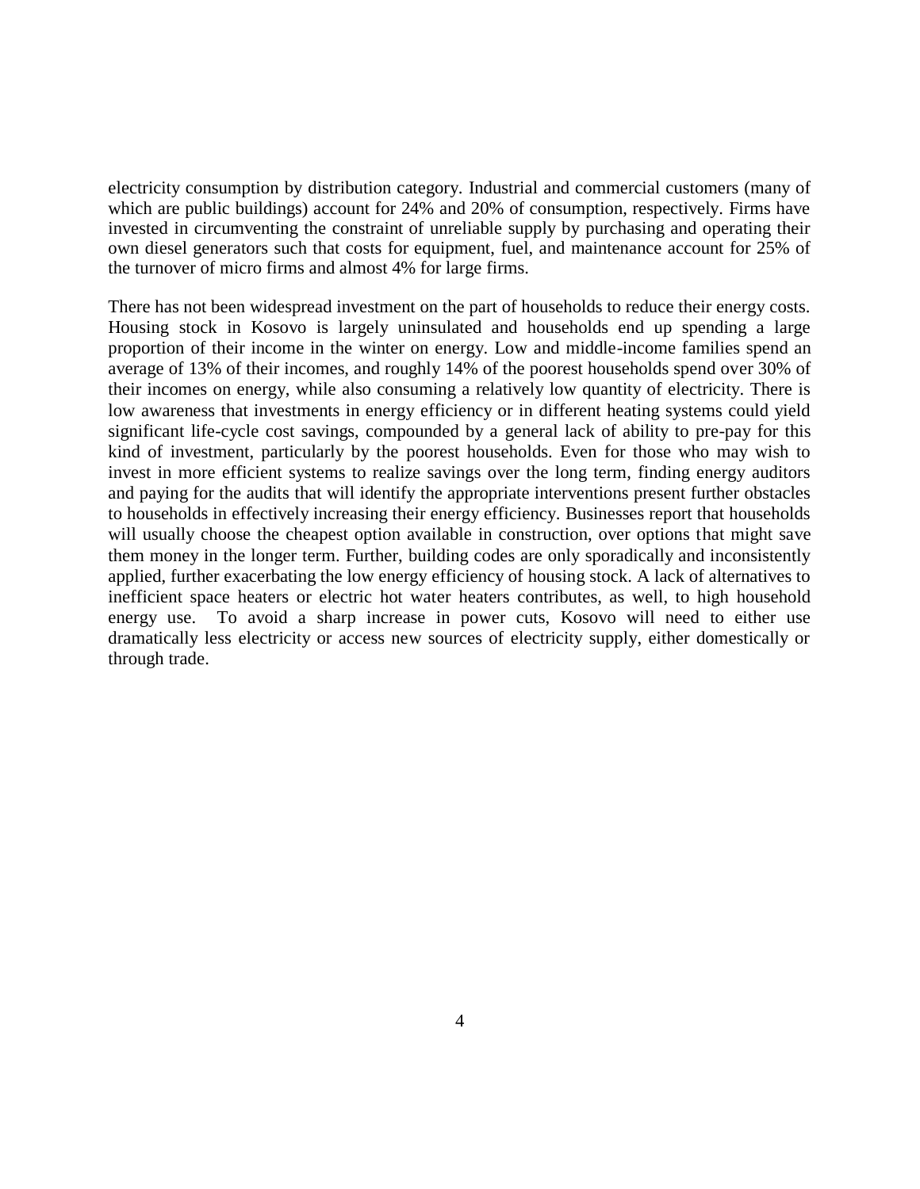electricity consumption by distribution category. Industrial and commercial customers (many of which are public buildings) account for 24% and 20% of consumption, respectively. Firms have invested in circumventing the constraint of unreliable supply by purchasing and operating their own diesel generators such that costs for equipment, fuel, and maintenance account for 25% of the turnover of micro firms and almost 4% for large firms.

There has not been widespread investment on the part of households to reduce their energy costs. Housing stock in Kosovo is largely uninsulated and households end up spending a large proportion of their income in the winter on energy. Low and middle-income families spend an average of 13% of their incomes, and roughly 14% of the poorest households spend over 30% of their incomes on energy, while also consuming a relatively low quantity of electricity. There is low awareness that investments in energy efficiency or in different heating systems could yield significant life-cycle cost savings, compounded by a general lack of ability to pre-pay for this kind of investment, particularly by the poorest households. Even for those who may wish to invest in more efficient systems to realize savings over the long term, finding energy auditors and paying for the audits that will identify the appropriate interventions present further obstacles to households in effectively increasing their energy efficiency. Businesses report that households will usually choose the cheapest option available in construction, over options that might save them money in the longer term. Further, building codes are only sporadically and inconsistently applied, further exacerbating the low energy efficiency of housing stock. A lack of alternatives to inefficient space heaters or electric hot water heaters contributes, as well, to high household energy use. To avoid a sharp increase in power cuts, Kosovo will need to either use dramatically less electricity or access new sources of electricity supply, either domestically or through trade.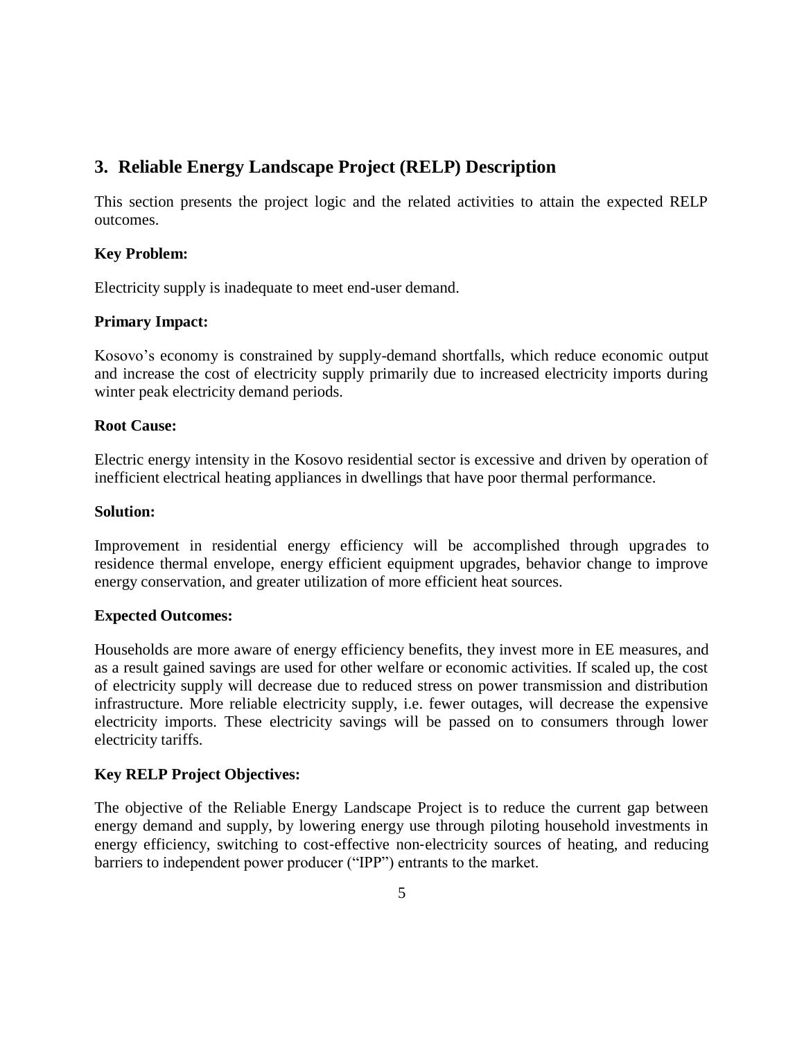## 3. Reliable Energy Landscape Project (RELP) Description

This section presents the project logic and the related activities to attain the expected RELP outcomes.

**Key Problem:**

Electricity supply is inadequate to meet end-user demand.

**Primary Impact:**

Kosovo's economy is constrained by supply-demand shortfalls, which reduce economic output and increase the cost of electricity supply primarily due to increased electricity imports during winter peak electricity demand periods.

**Root Cause:**

Electric energy intensity in the Kosovo residential sector is excessive and driven by operation of inefficient electrical heating appliances in dwellings that have poor thermal performance.

**Solution:**

Improvement in residential energy efficiency will be accomplished through upgrades to residence thermal envelope, energy efficient equipment upgrades, behavior change to improve energy conservation, and greater utilization of more efficient heat sources.

**Expected Outcomes:**

Households are more aware of energy efficiency benefits, they invest more in EE measures, and as a result gained savings are used for other welfare or economic activities. If scaled up, the cost of electricity supply will decrease due to reduced stress on power transmission and distribution infrastructure. More reliable electricity supply, i.e. fewer outages, will decrease the expensive electricity imports. These electricity savings will be passed on to consumers through lower electricity tariffs.

**Key RELP Project Objectives:**

The objective of the Reliable Energy Landscape Project is to reduce the current gap between energy demand and supply, by lowering energy use through piloting household investments in energy efficiency, switching to cost-effective non-electricity sources of heating, and reducing barriers to independent power producer ("IPP") entrants to the market.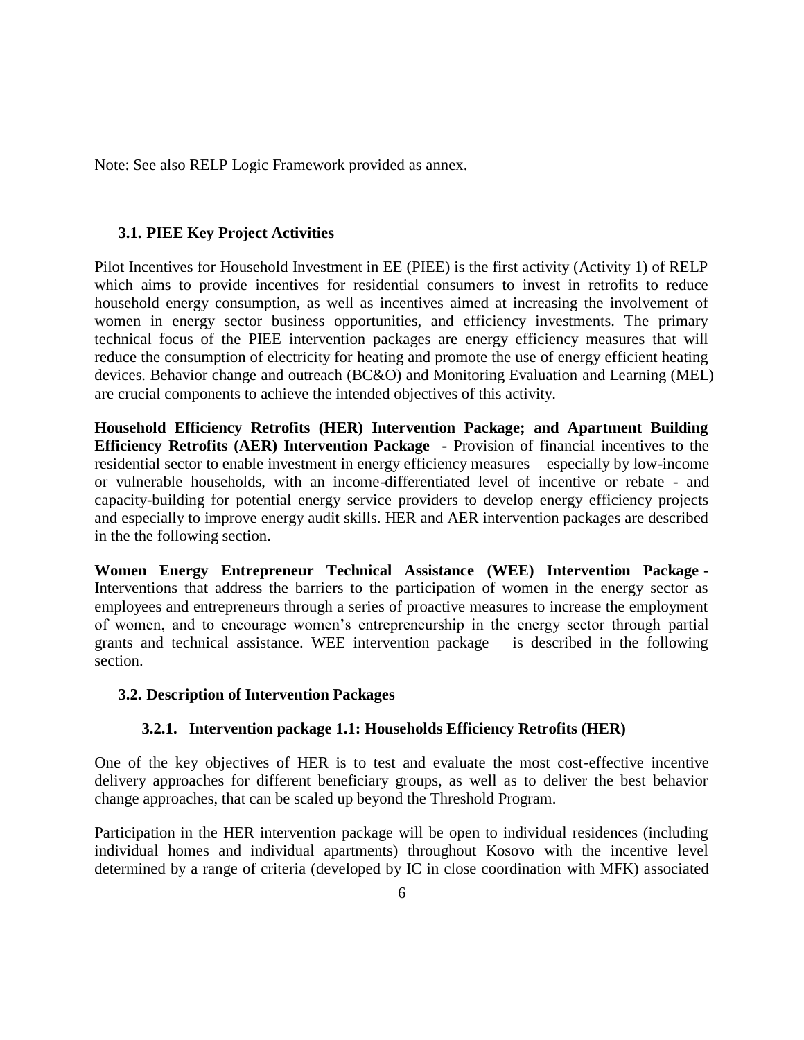Note: See also RELP Logic Framework provided as annex.

### 3.1. PIEE Key Project Activities

Pilot Incentives for Household Investment in EE (PIEE) is the first activity (Activity 1) of RELP which aims to provide incentives for residential consumers to invest in retrofits to reduce household energy consumption, as well as incentives aimed at increasing the involvement of women in energy sector business opportunities, and efficiency investments. The primary technical focus of the PIEE intervention packages are energy efficiency measures that will reduce the consumption of electricity for heating and promote the use of energy efficient heating devices. Behavior change and outreach (BC&O) and Monitoring Evaluation and Learning (MEL) are crucial components to achieve the intended objectives of this activity.

**Household Efficiency Retrofits (HER) Intervention Package; and Apartment Building Efficiency Retrofits (AER) Intervention Package** - Provision of financial incentives to the residential sector to enable investment in energy efficiency measures – especially by low-income or vulnerable households, with an income-differentiated level of incentive or rebate - and capacity-building for potential energy service providers to develop energy efficiency projects and especially to improve energy audit skills. HER and AER intervention packages are described in the the following section.

**Women Energy Entrepreneur Technical Assistance (WEE) Intervention Package** - Interventions that address the barriers to the participation of women in the energy sector as employees and entrepreneurs through a series of proactive measures to increase the employment of women, and to encourage women's entrepreneurship in the energy sector through partial grants and technical assistance. WEE intervention package is described in the following section.

### 3.2. Description of Intervention Packages

#### 3.2.1. Intervention package 1.1: Households Efficiency Retrofits (HER)

One of the key objectives of HER is to test and evaluate the most cost-effective incentive delivery approaches for different beneficiary groups, as well as to deliver the best behavior change approaches, that can be scaled up beyond the Threshold Program.

Participation in the HER intervention package will be open to individual residences (including individual homes and individual apartments) throughout Kosovo with the incentive level determined by a range of criteria (developed by IC in close coordination with MFK) associated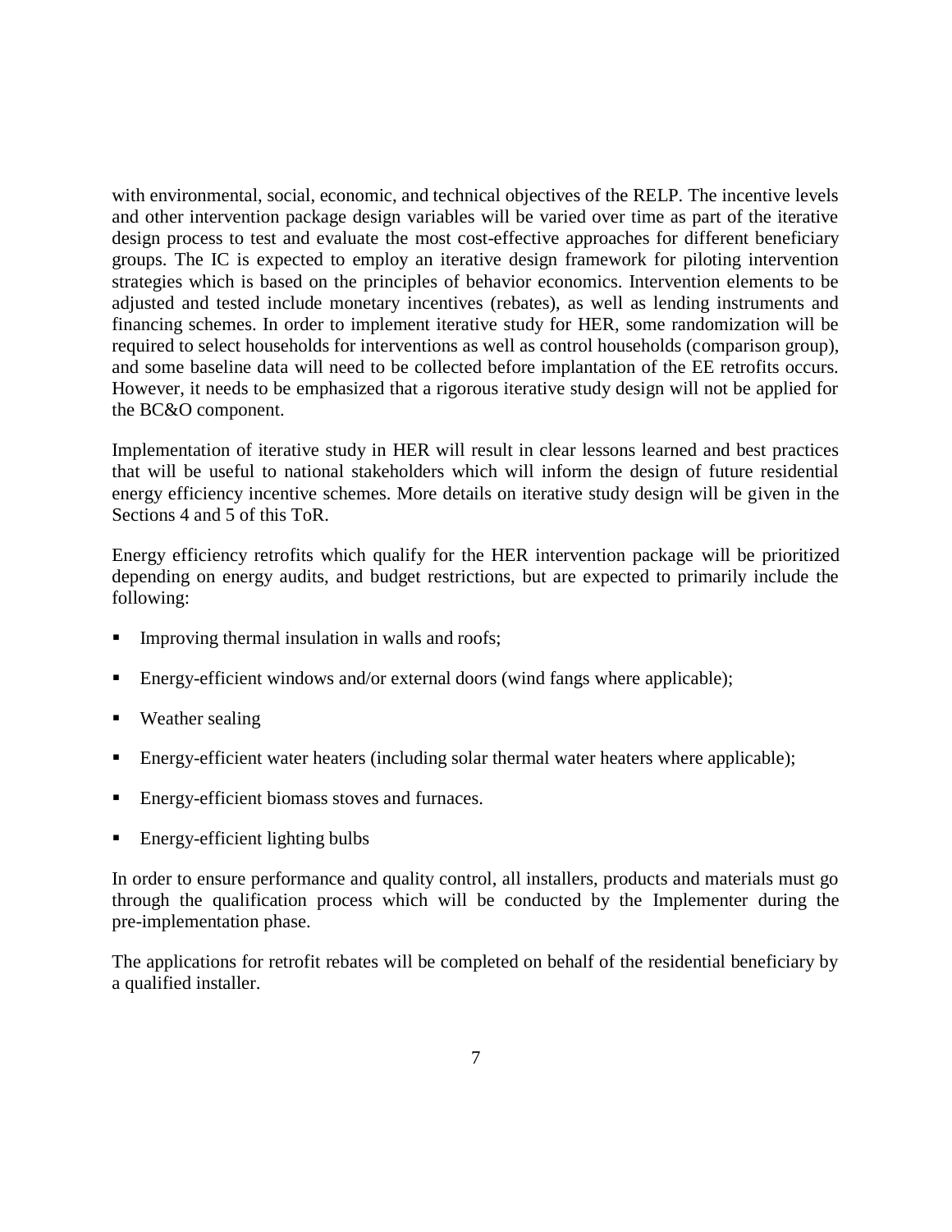with environmental, social, economic, and technical objectives of the RELP. The incentive levels and other intervention package design variables will be varied over time as part of the iterative design process to test and evaluate the most cost-effective approaches for different beneficiary groups. The IC is expected to employ an iterative design framework for piloting intervention strategies which is based on the principles of behavior economics. Intervention elements to be adjusted and tested include monetary incentives (rebates), as well as lending instruments and financing schemes. In order to implement iterative study for HER, some randomization will be required to select households for interventions as well as control households (comparison group), and some baseline data will need to be collected before implantation of the EE retrofits occurs. However, it needs to be emphasized that a rigorous iterative study design will not be applied for the BC&O component.

Implementation of iterative study in HER will result in clear lessons learned and best practices that will be useful to national stakeholders which will inform the design of future residential energy efficiency incentive schemes. More details on iterative study design will be given in the Sections 4 and 5 of this ToR.

Energy efficiency retrofits which qualify for the HER intervention package will be prioritized depending on energy audits, and budget restrictions, but are expected to primarily include the following:

- Improving thermal insulation in walls and roofs;
- Energy-efficient windows and/or external doors (wind fangs where applicable);
- Weather sealing
- Energy-efficient water heaters (including solar thermal water heaters where applicable);
- Energy-efficient biomass stoves and furnaces.
- Energy-efficient lighting bulbs

In order to ensure performance and quality control, all installers, products and materials must go through the qualification process which will be conducted by the Implementer during the pre-implementation phase.

The applications for retrofit rebates will be completed on behalf of the residential beneficiary by a qualified installer.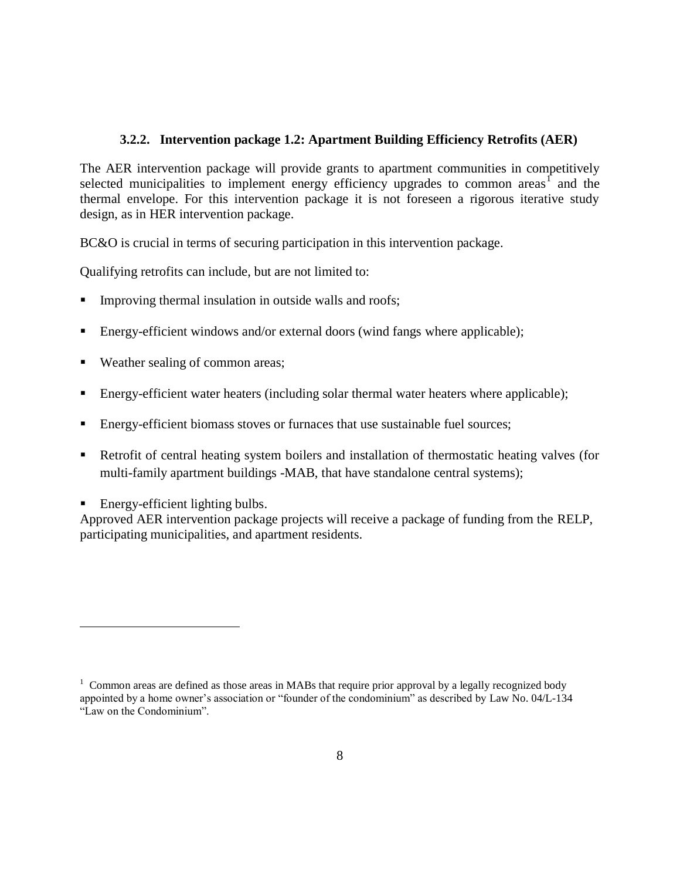### 3.2.2. Intervention package 1.2: Apartment Building Efficiency Retrofits (AER)

The AER intervention package will provide grants to apartment communities in competitively selected municipalities to implement energy efficiency upgrades to common areas[1] and the thermal envelope. For this intervention package it is not foreseen a rigorous iterative study design, as in HER intervention package.

BC&O is crucial in terms of securing participation in this intervention package.

Qualifying retrofits can include, but are not limited to:

- Improving thermal insulation in outside walls and roofs;
- Energy-efficient windows and/or external doors (wind fangs where applicable);
- Weather sealing of common areas;
- Energy-efficient water heaters (including solar thermal water heaters where applicable);
- Energy-efficient biomass stoves or furnaces that use sustainable fuel sources;
- Retrofit of central heating system boilers and installation of thermostatic heating valves (for multi-family apartment buildings -MAB, that have standalone central systems);
- Energy-efficient lighting bulbs.

Approved AER intervention package projects will receive a package of funding from the RELP, participating municipalities, and apartment residents.

---

[1] Common areas are defined as those areas in MABs that require prior approval by a legally recognized body appointed by a home owner's association or "founder of the condominium" as described by Law No. 04/L-134 "Law on the Condominium".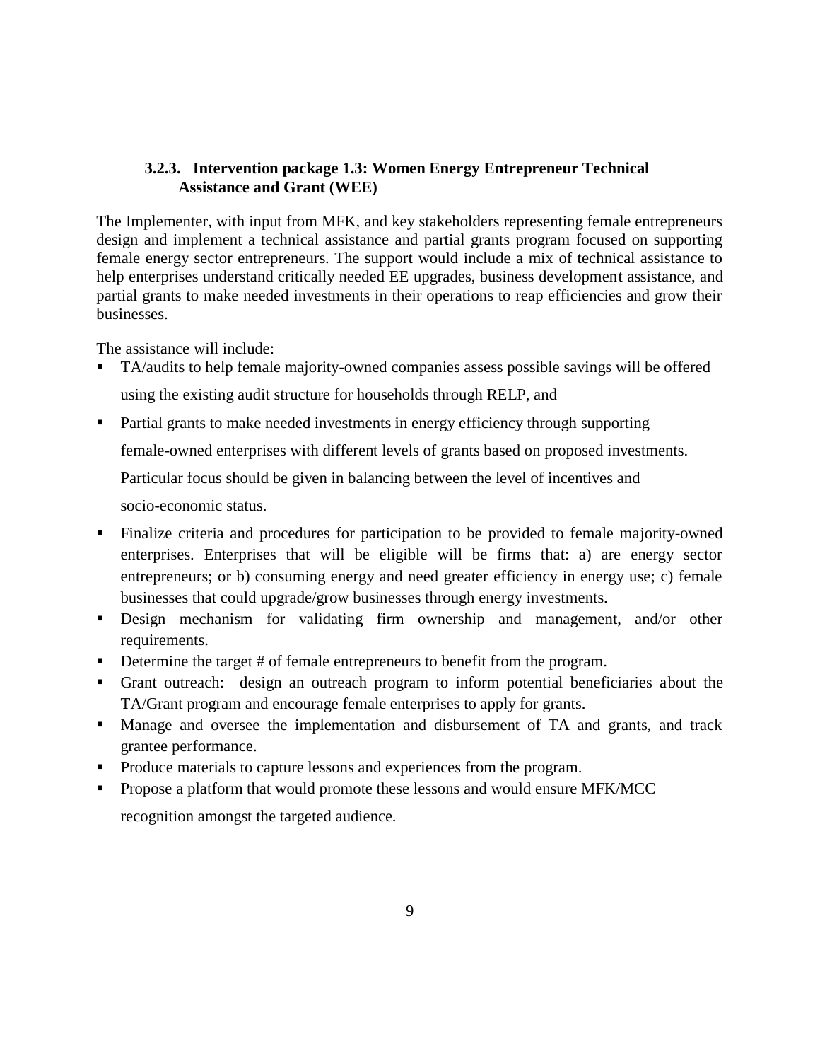### 3.2.3. Intervention package 1.3: Women Energy Entrepreneur Technical Assistance and Grant (WEE)

The Implementer, with input from MFK, and key stakeholders representing female entrepreneurs design and implement a technical assistance and partial grants program focused on supporting female energy sector entrepreneurs. The support would include a mix of technical assistance to help enterprises understand critically needed EE upgrades, business development assistance, and partial grants to make needed investments in their operations to reap efficiencies and grow their businesses.

The assistance will include:

- TA/audits to help female majority-owned companies assess possible savings will be offered using the existing audit structure for households through RELP, and
- Partial grants to make needed investments in energy efficiency through supporting female-owned enterprises with different levels of grants based on proposed investments. Particular focus should be given in balancing between the level of incentives and socio-economic status.
- Finalize criteria and procedures for participation to be provided to female majority-owned enterprises. Enterprises that will be eligible will be firms that: a) are energy sector entrepreneurs; or b) consuming energy and need greater efficiency in energy use; c) female businesses that could upgrade/grow businesses through energy investments.
- Design mechanism for validating firm ownership and management, and/or other requirements.
- Determine the target # of female entrepreneurs to benefit from the program.
- Grant outreach: design an outreach program to inform potential beneficiaries about the TA/Grant program and encourage female enterprises to apply for grants.
- Manage and oversee the implementation and disbursement of TA and grants, and track grantee performance.
- Produce materials to capture lessons and experiences from the program.
- Propose a platform that would promote these lessons and would ensure MFK/MCC recognition amongst the targeted audience.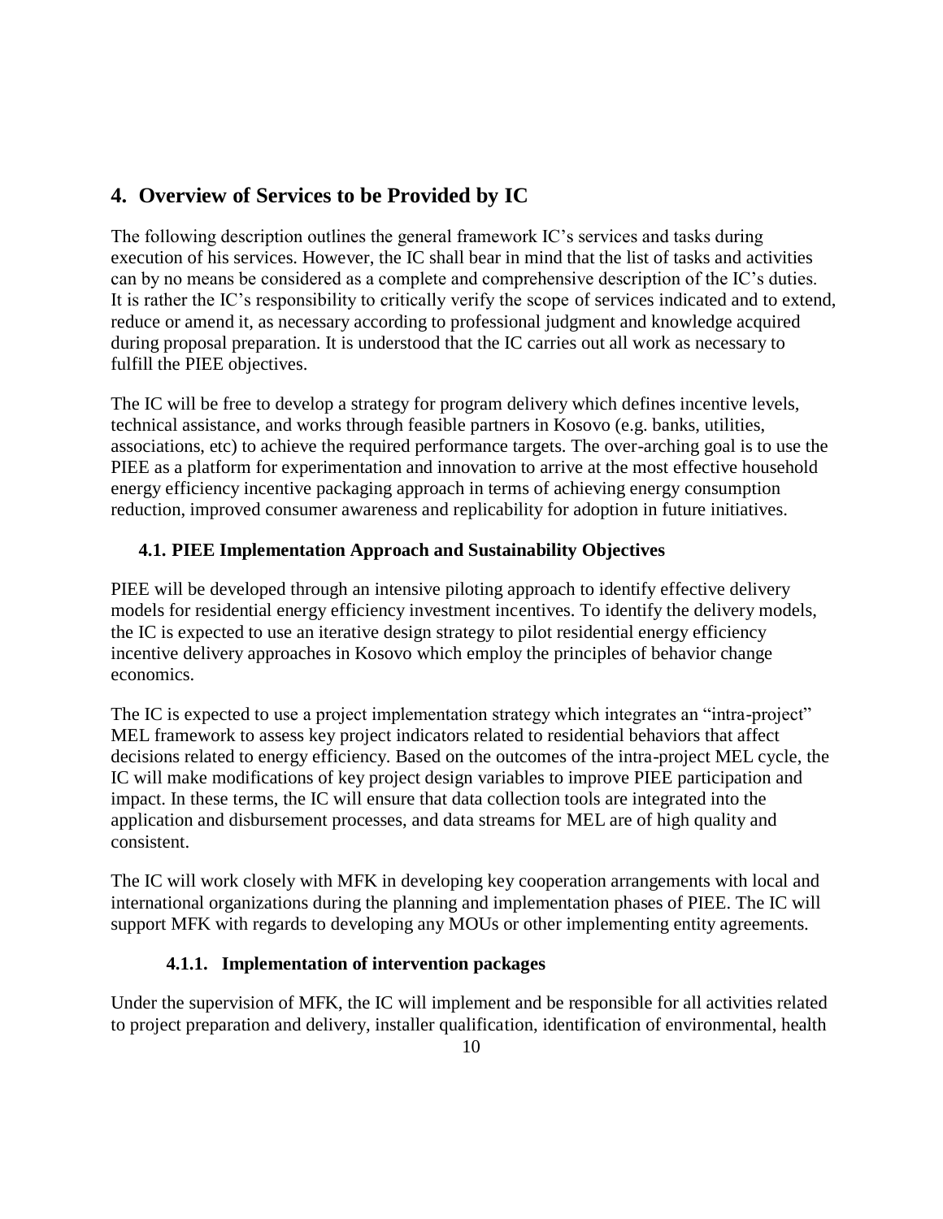## 4. Overview of Services to be Provided by IC

The following description outlines the general framework IC's services and tasks during execution of his services. However, the IC shall bear in mind that the list of tasks and activities can by no means be considered as a complete and comprehensive description of the IC's duties. It is rather the IC's responsibility to critically verify the scope of services indicated and to extend, reduce or amend it, as necessary according to professional judgment and knowledge acquired during proposal preparation. It is understood that the IC carries out all work as necessary to fulfill the PIEE objectives.

The IC will be free to develop a strategy for program delivery which defines incentive levels, technical assistance, and works through feasible partners in Kosovo (e.g. banks, utilities, associations, etc) to achieve the required performance targets. The over-arching goal is to use the PIEE as a platform for experimentation and innovation to arrive at the most effective household energy efficiency incentive packaging approach in terms of achieving energy consumption reduction, improved consumer awareness and replicability for adoption in future initiatives.

### 4.1. PIEE Implementation Approach and Sustainability Objectives

PIEE will be developed through an intensive piloting approach to identify effective delivery models for residential energy efficiency investment incentives. To identify the delivery models, the IC is expected to use an iterative design strategy to pilot residential energy efficiency incentive delivery approaches in Kosovo which employ the principles of behavior change economics.

The IC is expected to use a project implementation strategy which integrates an "intra-project" MEL framework to assess key project indicators related to residential behaviors that affect decisions related to energy efficiency. Based on the outcomes of the intra-project MEL cycle, the IC will make modifications of key project design variables to improve PIEE participation and impact. In these terms, the IC will ensure that data collection tools are integrated into the application and disbursement processes, and data streams for MEL are of high quality and consistent.

The IC will work closely with MFK in developing key cooperation arrangements with local and international organizations during the planning and implementation phases of PIEE. The IC will support MFK with regards to developing any MOUs or other implementing entity agreements.

#### 4.1.1. Implementation of intervention packages

Under the supervision of MFK, the IC will implement and be responsible for all activities related to project preparation and delivery, installer qualification, identification of environmental, health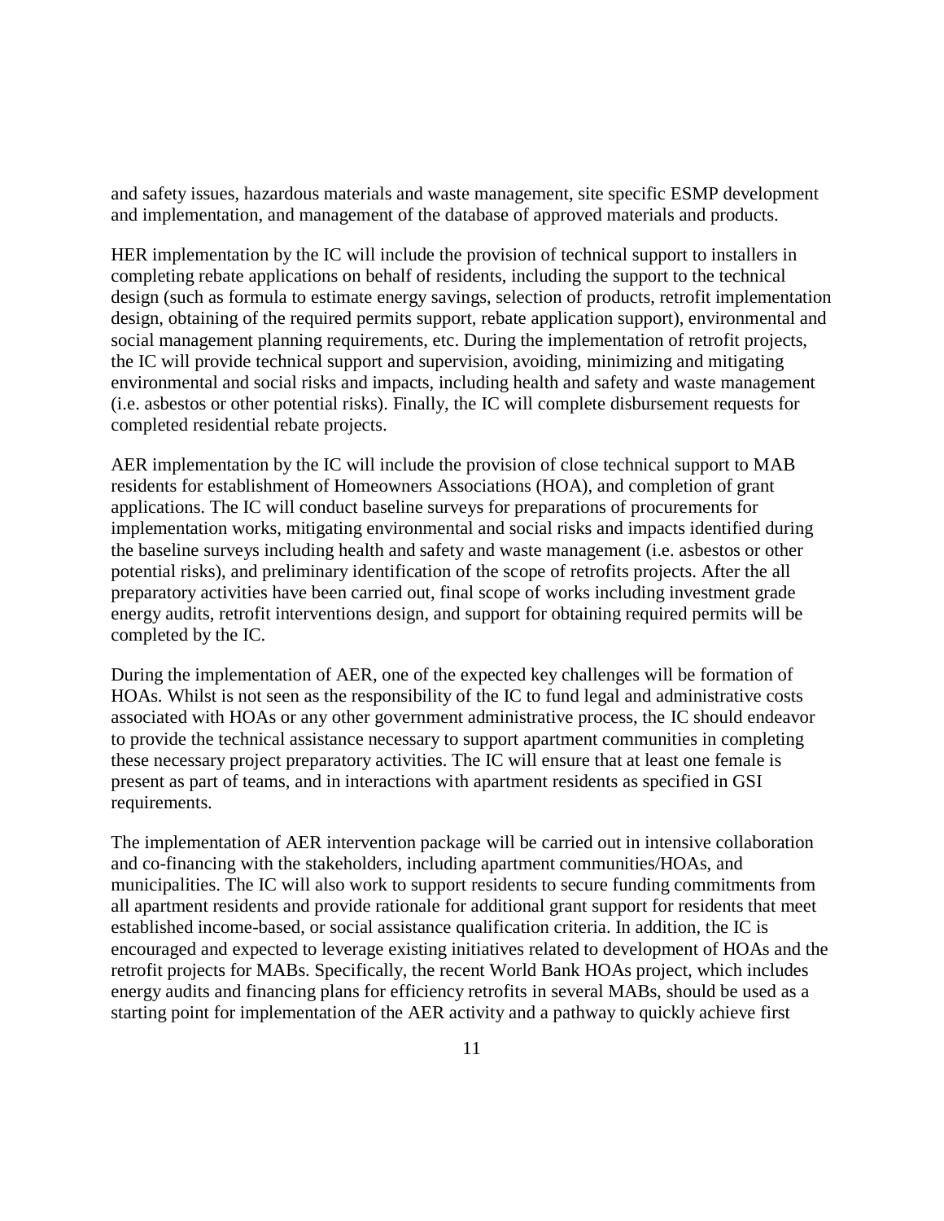and safety issues, hazardous materials and waste management, site specific ESMP development and implementation, and management of the database of approved materials and products.

HER implementation by the IC will include the provision of technical support to installers in completing rebate applications on behalf of residents, including the support to the technical design (such as formula to estimate energy savings, selection of products, retrofit implementation design, obtaining of the required permits support, rebate application support), environmental and social management planning requirements, etc. During the implementation of retrofit projects, the IC will provide technical support and supervision, avoiding, minimizing and mitigating environmental and social risks and impacts, including health and safety and waste management (i.e. asbestos or other potential risks). Finally, the IC will complete disbursement requests for completed residential rebate projects.

AER implementation by the IC will include the provision of close technical support to MAB residents for establishment of Homeowners Associations (HOA), and completion of grant applications. The IC will conduct baseline surveys for preparations of procurements for implementation works, mitigating environmental and social risks and impacts identified during the baseline surveys including health and safety and waste management (i.e. asbestos or other potential risks), and preliminary identification of the scope of retrofits projects. After the all preparatory activities have been carried out, final scope of works including investment grade energy audits, retrofit interventions design, and support for obtaining required permits will be completed by the IC.

During the implementation of AER, one of the expected key challenges will be formation of HOAs. Whilst is not seen as the responsibility of the IC to fund legal and administrative costs associated with HOAs or any other government administrative process, the IC should endeavor to provide the technical assistance necessary to support apartment communities in completing these necessary project preparatory activities. The IC will ensure that at least one female is present as part of teams, and in interactions with apartment residents as specified in GSI requirements.

The implementation of AER intervention package will be carried out in intensive collaboration and co-financing with the stakeholders, including apartment communities/HOAs, and municipalities. The IC will also work to support residents to secure funding commitments from all apartment residents and provide rationale for additional grant support for residents that meet established income-based, or social assistance qualification criteria. In addition, the IC is encouraged and expected to leverage existing initiatives related to development of HOAs and the retrofit projects for MABs. Specifically, the recent World Bank HOAs project, which includes energy audits and financing plans for efficiency retrofits in several MABs, should be used as a starting point for implementation of the AER activity and a pathway to quickly achieve first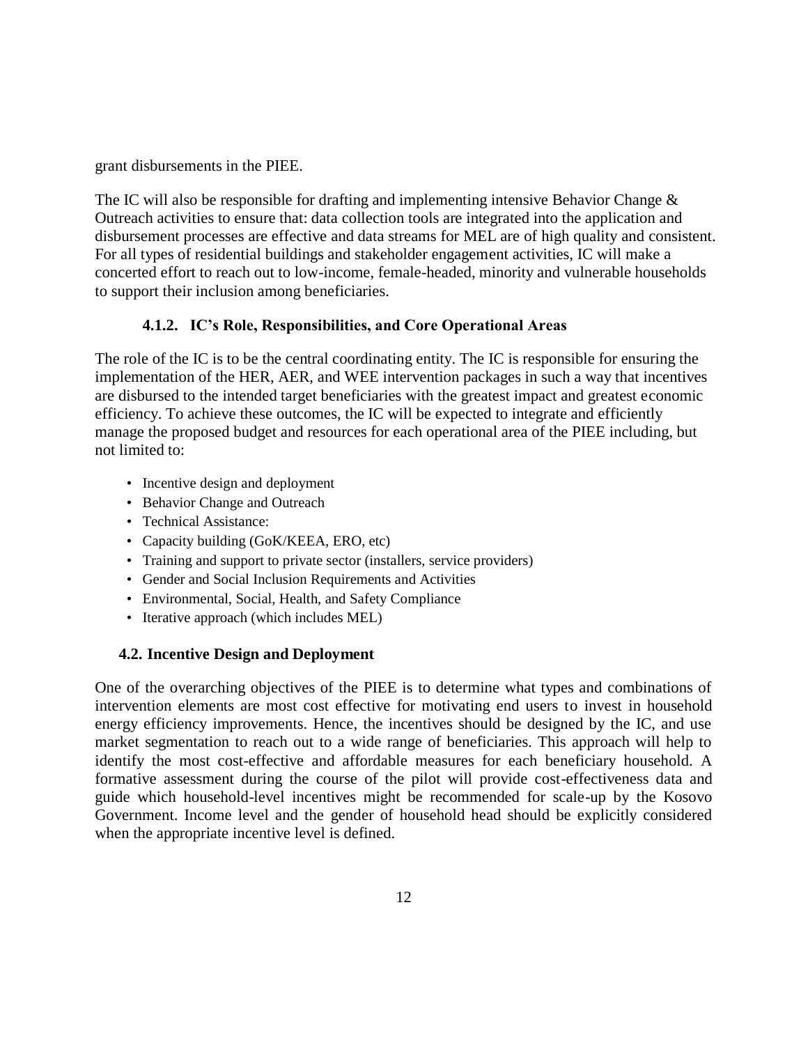grant disbursements in the PIEE.

The IC will also be responsible for drafting and implementing intensive Behavior Change & Outreach activities to ensure that: data collection tools are integrated into the application and disbursement processes are effective and data streams for MEL are of high quality and consistent. For all types of residential buildings and stakeholder engagement activities, IC will make a concerted effort to reach out to low-income, female-headed, minority and vulnerable households to support their inclusion among beneficiaries.

#### 4.1.2. IC's Role, Responsibilities, and Core Operational Areas

The role of the IC is to be the central coordinating entity. The IC is responsible for ensuring the implementation of the HER, AER, and WEE intervention packages in such a way that incentives are disbursed to the intended target beneficiaries with the greatest impact and greatest economic efficiency. To achieve these outcomes, the IC will be expected to integrate and efficiently manage the proposed budget and resources for each operational area of the PIEE including, but not limited to:

- Incentive design and deployment
- Behavior Change and Outreach
- Technical Assistance:
- Capacity building (GoK/KEEA, ERO, etc)
- Training and support to private sector (installers, service providers)
- Gender and Social Inclusion Requirements and Activities
- Environmental, Social, Health, and Safety Compliance
- Iterative approach (which includes MEL)

### 4.2. Incentive Design and Deployment

One of the overarching objectives of the PIEE is to determine what types and combinations of intervention elements are most cost effective for motivating end users to invest in household energy efficiency improvements. Hence, the incentives should be designed by the IC, and use market segmentation to reach out to a wide range of beneficiaries. This approach will help to identify the most cost-effective and affordable measures for each beneficiary household. A formative assessment during the course of the pilot will provide cost-effectiveness data and guide which household-level incentives might be recommended for scale-up by the Kosovo Government. Income level and the gender of household head should be explicitly considered when the appropriate incentive level is defined.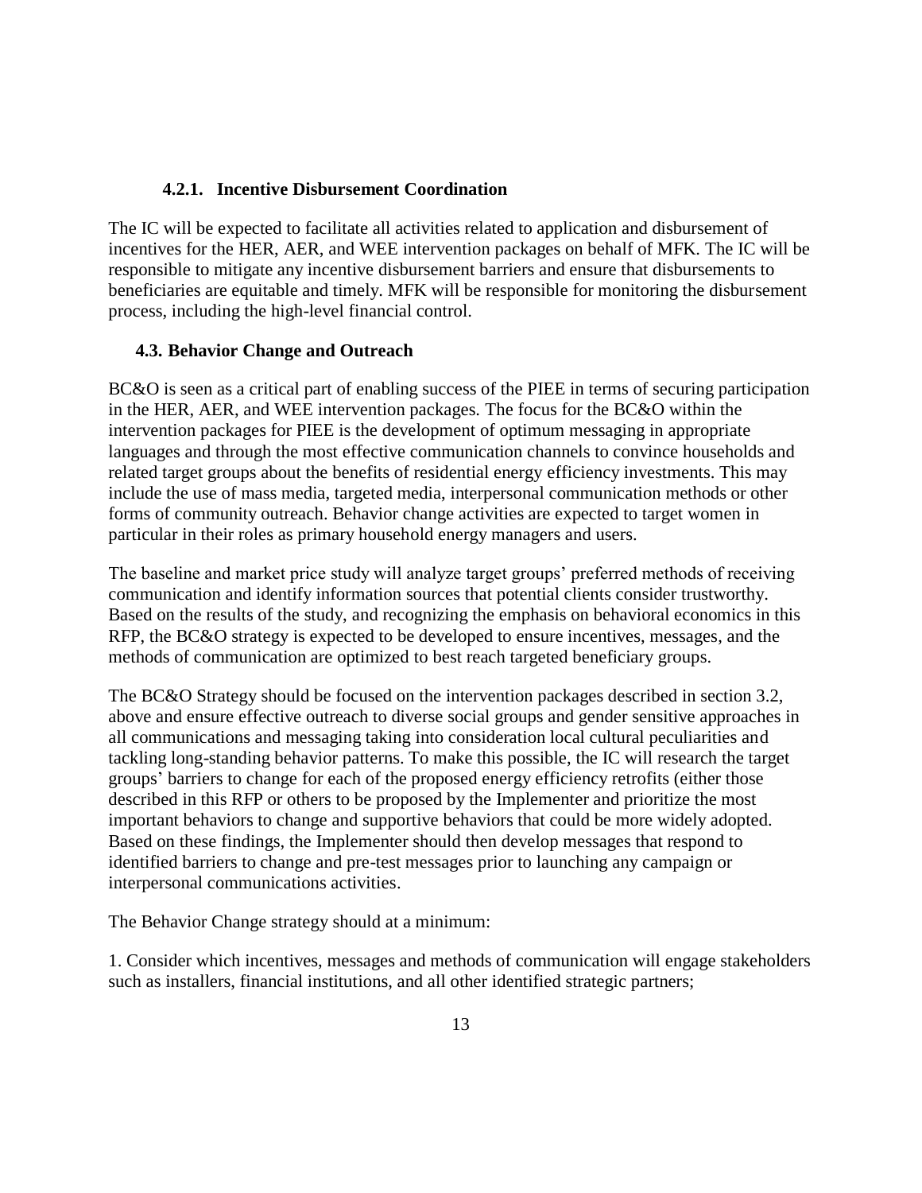#### 4.2.1. Incentive Disbursement Coordination

The IC will be expected to facilitate all activities related to application and disbursement of incentives for the HER, AER, and WEE intervention packages on behalf of MFK. The IC will be responsible to mitigate any incentive disbursement barriers and ensure that disbursements to beneficiaries are equitable and timely. MFK will be responsible for monitoring the disbursement process, including the high-level financial control.

### 4.3. Behavior Change and Outreach

BC&O is seen as a critical part of enabling success of the PIEE in terms of securing participation in the HER, AER, and WEE intervention packages. The focus for the BC&O within the intervention packages for PIEE is the development of optimum messaging in appropriate languages and through the most effective communication channels to convince households and related target groups about the benefits of residential energy efficiency investments. This may include the use of mass media, targeted media, interpersonal communication methods or other forms of community outreach. Behavior change activities are expected to target women in particular in their roles as primary household energy managers and users.

The baseline and market price study will analyze target groups' preferred methods of receiving communication and identify information sources that potential clients consider trustworthy. Based on the results of the study, and recognizing the emphasis on behavioral economics in this RFP, the BC&O strategy is expected to be developed to ensure incentives, messages, and the methods of communication are optimized to best reach targeted beneficiary groups.

The BC&O Strategy should be focused on the intervention packages described in section 3.2, above and ensure effective outreach to diverse social groups and gender sensitive approaches in all communications and messaging taking into consideration local cultural peculiarities and tackling long-standing behavior patterns. To make this possible, the IC will research the target groups' barriers to change for each of the proposed energy efficiency retrofits (either those described in this RFP or others to be proposed by the Implementer and prioritize the most important behaviors to change and supportive behaviors that could be more widely adopted. Based on these findings, the Implementer should then develop messages that respond to identified barriers to change and pre-test messages prior to launching any campaign or interpersonal communications activities.

The Behavior Change strategy should at a minimum:

1. Consider which incentives, messages and methods of communication will engage stakeholders such as installers, financial institutions, and all other identified strategic partners;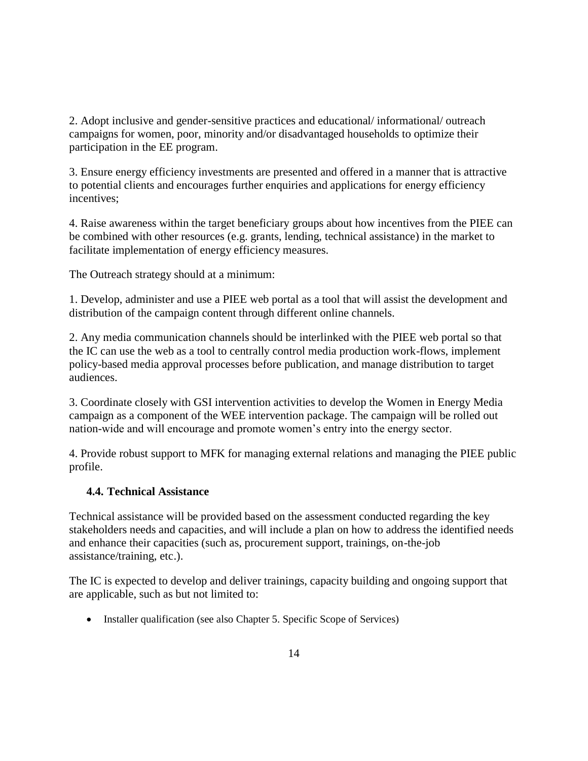2. Adopt inclusive and gender-sensitive practices and educational/ informational/ outreach campaigns for women, poor, minority and/or disadvantaged households to optimize their participation in the EE program.

3. Ensure energy efficiency investments are presented and offered in a manner that is attractive to potential clients and encourages further enquiries and applications for energy efficiency incentives;

4. Raise awareness within the target beneficiary groups about how incentives from the PIEE can be combined with other resources (e.g. grants, lending, technical assistance) in the market to facilitate implementation of energy efficiency measures.

The Outreach strategy should at a minimum:

1. Develop, administer and use a PIEE web portal as a tool that will assist the development and distribution of the campaign content through different online channels.

2. Any media communication channels should be interlinked with the PIEE web portal so that the IC can use the web as a tool to centrally control media production work-flows, implement policy-based media approval processes before publication, and manage distribution to target audiences.

3. Coordinate closely with GSI intervention activities to develop the Women in Energy Media campaign as a component of the WEE intervention package. The campaign will be rolled out nation-wide and will encourage and promote women's entry into the energy sector.

4. Provide robust support to MFK for managing external relations and managing the PIEE public profile.

### 4.4. Technical Assistance

Technical assistance will be provided based on the assessment conducted regarding the key stakeholders needs and capacities, and will include a plan on how to address the identified needs and enhance their capacities (such as, procurement support, trainings, on-the-job assistance/training, etc.).

The IC is expected to develop and deliver trainings, capacity building and ongoing support that are applicable, such as but not limited to:

- Installer qualification (see also Chapter 5. Specific Scope of Services)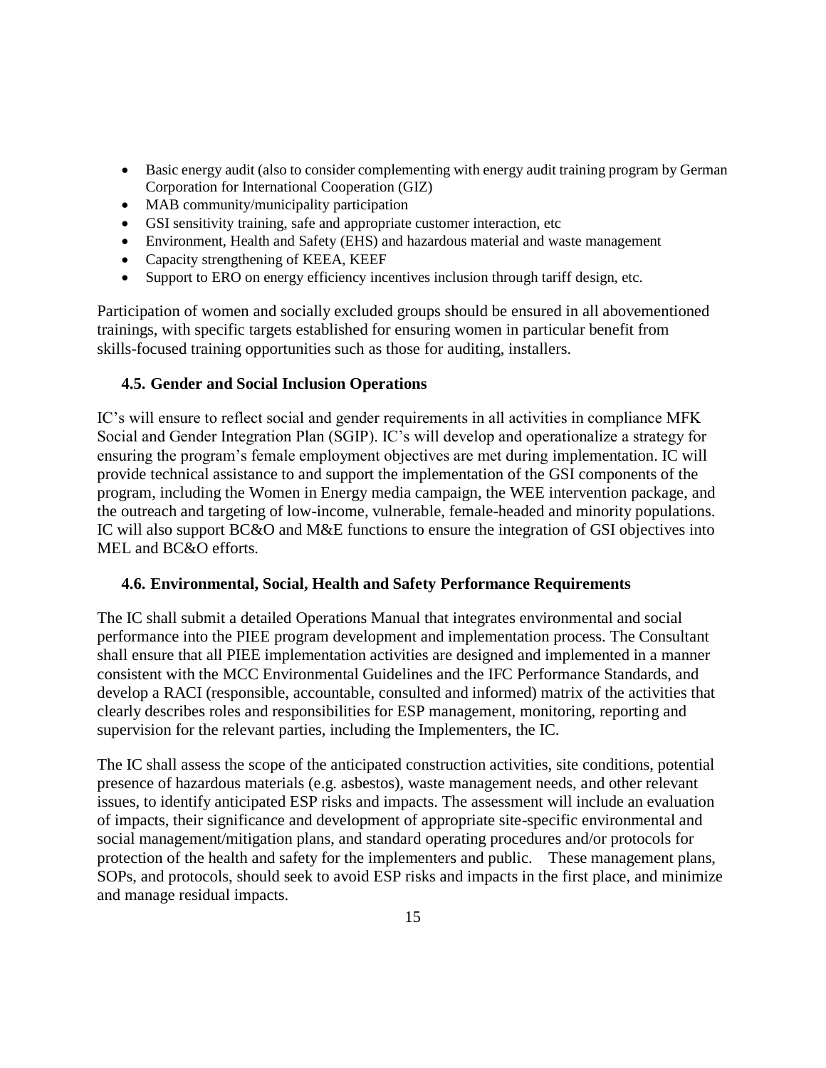- Basic energy audit (also to consider complementing with energy audit training program by German Corporation for International Cooperation (GIZ)
- MAB community/municipality participation
- GSI sensitivity training, safe and appropriate customer interaction, etc
- Environment, Health and Safety (EHS) and hazardous material and waste management
- Capacity strengthening of KEEA, KEEF
- Support to ERO on energy efficiency incentives inclusion through tariff design, etc.

Participation of women and socially excluded groups should be ensured in all abovementioned trainings, with specific targets established for ensuring women in particular benefit from skills-focused training opportunities such as those for auditing, installers.

### 4.5. Gender and Social Inclusion Operations

IC's will ensure to reflect social and gender requirements in all activities in compliance MFK Social and Gender Integration Plan (SGIP). IC's will develop and operationalize a strategy for ensuring the program's female employment objectives are met during implementation. IC will provide technical assistance to and support the implementation of the GSI components of the program, including the Women in Energy media campaign, the WEE intervention package, and the outreach and targeting of low-income, vulnerable, female-headed and minority populations. IC will also support BC&O and M&E functions to ensure the integration of GSI objectives into MEL and BC&O efforts.

### 4.6. Environmental, Social, Health and Safety Performance Requirements

The IC shall submit a detailed Operations Manual that integrates environmental and social performance into the PIEE program development and implementation process. The Consultant shall ensure that all PIEE implementation activities are designed and implemented in a manner consistent with the MCC Environmental Guidelines and the IFC Performance Standards, and develop a RACI (responsible, accountable, consulted and informed) matrix of the activities that clearly describes roles and responsibilities for ESP management, monitoring, reporting and supervision for the relevant parties, including the Implementers, the IC.

The IC shall assess the scope of the anticipated construction activities, site conditions, potential presence of hazardous materials (e.g. asbestos), waste management needs, and other relevant issues, to identify anticipated ESP risks and impacts. The assessment will include an evaluation of impacts, their significance and development of appropriate site-specific environmental and social management/mitigation plans, and standard operating procedures and/or protocols for protection of the health and safety for the implementers and public. These management plans, SOPs, and protocols, should seek to avoid ESP risks and impacts in the first place, and minimize and manage residual impacts.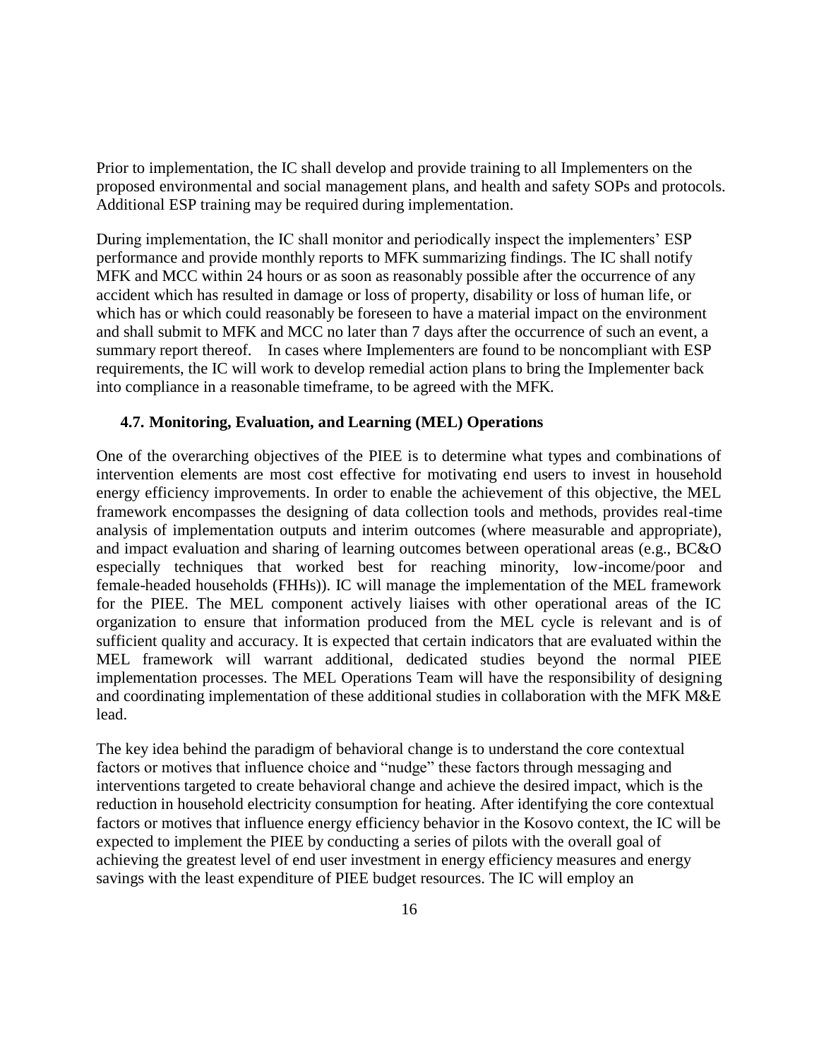Prior to implementation, the IC shall develop and provide training to all Implementers on the proposed environmental and social management plans, and health and safety SOPs and protocols. Additional ESP training may be required during implementation.

During implementation, the IC shall monitor and periodically inspect the implementers' ESP performance and provide monthly reports to MFK summarizing findings. The IC shall notify MFK and MCC within 24 hours or as soon as reasonably possible after the occurrence of any accident which has resulted in damage or loss of property, disability or loss of human life, or which has or which could reasonably be foreseen to have a material impact on the environment and shall submit to MFK and MCC no later than 7 days after the occurrence of such an event, a summary report thereof. In cases where Implementers are found to be noncompliant with ESP requirements, the IC will work to develop remedial action plans to bring the Implementer back into compliance in a reasonable timeframe, to be agreed with the MFK.

### 4.7. Monitoring, Evaluation, and Learning (MEL) Operations

One of the overarching objectives of the PIEE is to determine what types and combinations of intervention elements are most cost effective for motivating end users to invest in household energy efficiency improvements. In order to enable the achievement of this objective, the MEL framework encompasses the designing of data collection tools and methods, provides real-time analysis of implementation outputs and interim outcomes (where measurable and appropriate), and impact evaluation and sharing of learning outcomes between operational areas (e.g., BC&O especially techniques that worked best for reaching minority, low-income/poor and female-headed households (FHHs)). IC will manage the implementation of the MEL framework for the PIEE. The MEL component actively liaises with other operational areas of the IC organization to ensure that information produced from the MEL cycle is relevant and is of sufficient quality and accuracy. It is expected that certain indicators that are evaluated within the MEL framework will warrant additional, dedicated studies beyond the normal PIEE implementation processes. The MEL Operations Team will have the responsibility of designing and coordinating implementation of these additional studies in collaboration with the MFK M&E lead.

The key idea behind the paradigm of behavioral change is to understand the core contextual factors or motives that influence choice and "nudge" these factors through messaging and interventions targeted to create behavioral change and achieve the desired impact, which is the reduction in household electricity consumption for heating. After identifying the core contextual factors or motives that influence energy efficiency behavior in the Kosovo context, the IC will be expected to implement the PIEE by conducting a series of pilots with the overall goal of achieving the greatest level of end user investment in energy efficiency measures and energy savings with the least expenditure of PIEE budget resources. The IC will employ an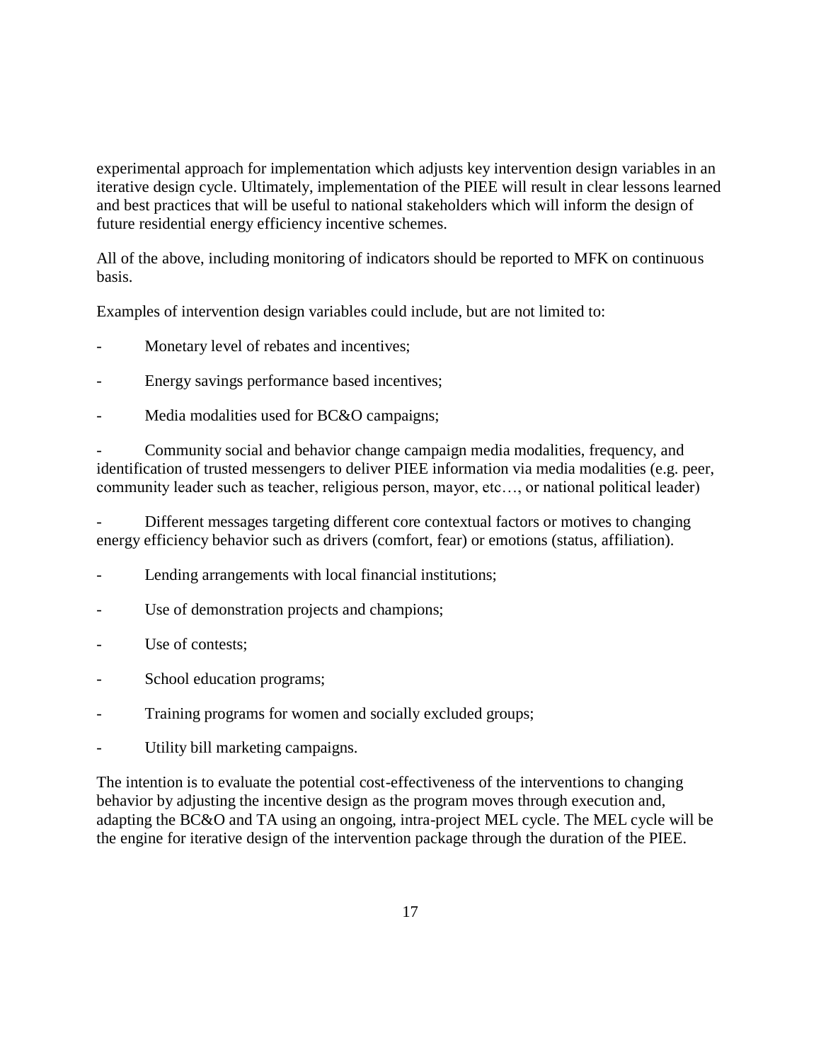experimental approach for implementation which adjusts key intervention design variables in an iterative design cycle. Ultimately, implementation of the PIEE will result in clear lessons learned and best practices that will be useful to national stakeholders which will inform the design of future residential energy efficiency incentive schemes.

All of the above, including monitoring of indicators should be reported to MFK on continuous basis.

Examples of intervention design variables could include, but are not limited to:

- Monetary level of rebates and incentives;
- Energy savings performance based incentives;
- Media modalities used for BC&O campaigns;
- Community social and behavior change campaign media modalities, frequency, and identification of trusted messengers to deliver PIEE information via media modalities (e.g. peer, community leader such as teacher, religious person, mayor, etc…, or national political leader)
- Different messages targeting different core contextual factors or motives to changing energy efficiency behavior such as drivers (comfort, fear) or emotions (status, affiliation).
- Lending arrangements with local financial institutions;
- Use of demonstration projects and champions;
- Use of contests;
- School education programs;
- Training programs for women and socially excluded groups;
- Utility bill marketing campaigns.

The intention is to evaluate the potential cost-effectiveness of the interventions to changing behavior by adjusting the incentive design as the program moves through execution and, adapting the BC&O and TA using an ongoing, intra-project MEL cycle. The MEL cycle will be the engine for iterative design of the intervention package through the duration of the PIEE.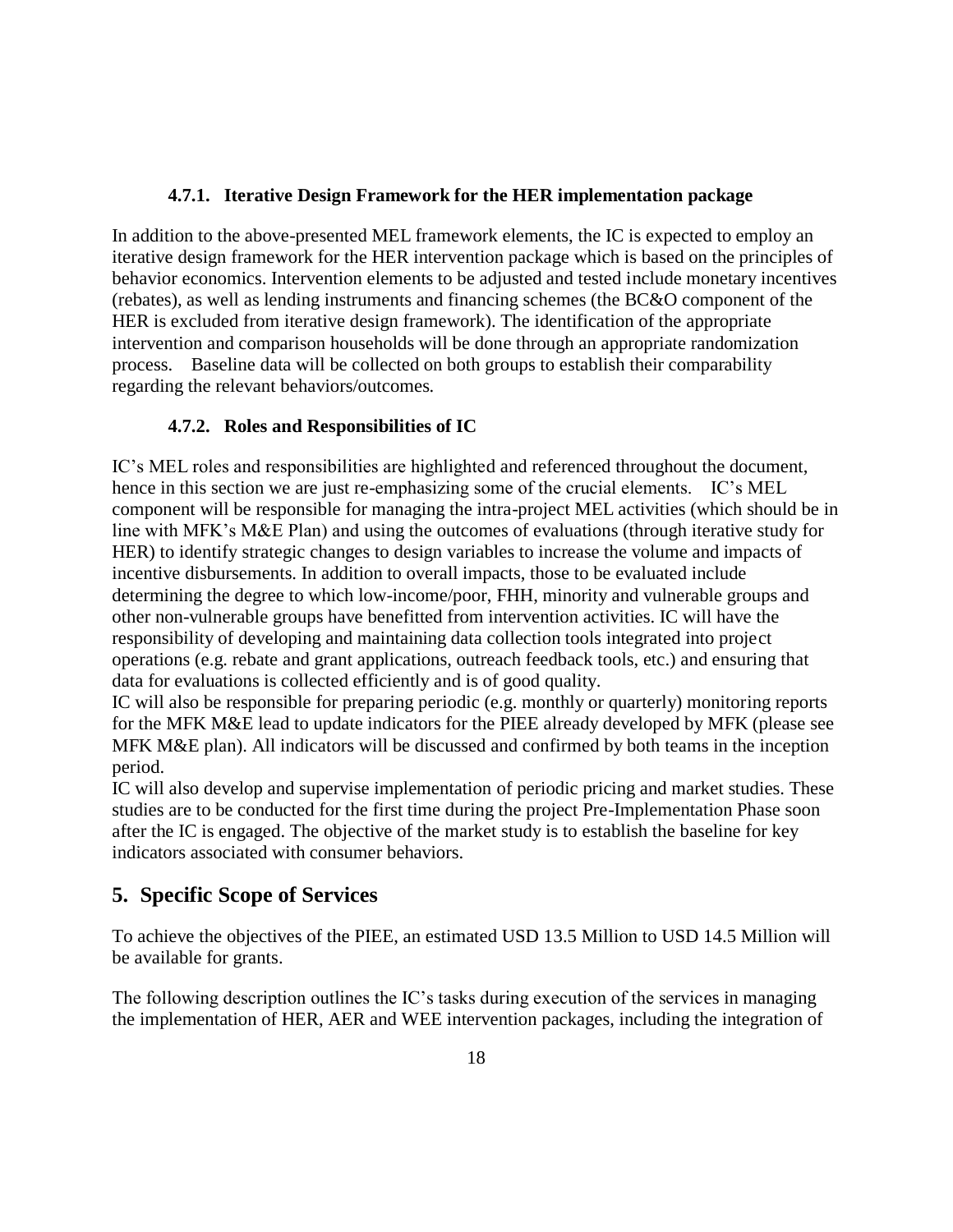#### 4.7.1. Iterative Design Framework for the HER implementation package

In addition to the above-presented MEL framework elements, the IC is expected to employ an iterative design framework for the HER intervention package which is based on the principles of behavior economics. Intervention elements to be adjusted and tested include monetary incentives (rebates), as well as lending instruments and financing schemes (the BC&O component of the HER is excluded from iterative design framework). The identification of the appropriate intervention and comparison households will be done through an appropriate randomization process. Baseline data will be collected on both groups to establish their comparability regarding the relevant behaviors/outcomes.

#### 4.7.2. Roles and Responsibilities of IC

IC's MEL roles and responsibilities are highlighted and referenced throughout the document, hence in this section we are just re-emphasizing some of the crucial elements. IC's MEL component will be responsible for managing the intra-project MEL activities (which should be in line with MFK's M&E Plan) and using the outcomes of evaluations (through iterative study for HER) to identify strategic changes to design variables to increase the volume and impacts of incentive disbursements. In addition to overall impacts, those to be evaluated include determining the degree to which low-income/poor, FHH, minority and vulnerable groups and other non-vulnerable groups have benefitted from intervention activities. IC will have the responsibility of developing and maintaining data collection tools integrated into project operations (e.g. rebate and grant applications, outreach feedback tools, etc.) and ensuring that data for evaluations is collected efficiently and is of good quality.

IC will also be responsible for preparing periodic (e.g. monthly or quarterly) monitoring reports for the MFK M&E lead to update indicators for the PIEE already developed by MFK (please see MFK M&E plan). All indicators will be discussed and confirmed by both teams in the inception period.

IC will also develop and supervise implementation of periodic pricing and market studies. These studies are to be conducted for the first time during the project Pre-Implementation Phase soon after the IC is engaged. The objective of the market study is to establish the baseline for key indicators associated with consumer behaviors.

## 5. Specific Scope of Services

To achieve the objectives of the PIEE, an estimated USD 13.5 Million to USD 14.5 Million will be available for grants.

The following description outlines the IC's tasks during execution of the services in managing the implementation of HER, AER and WEE intervention packages, including the integration of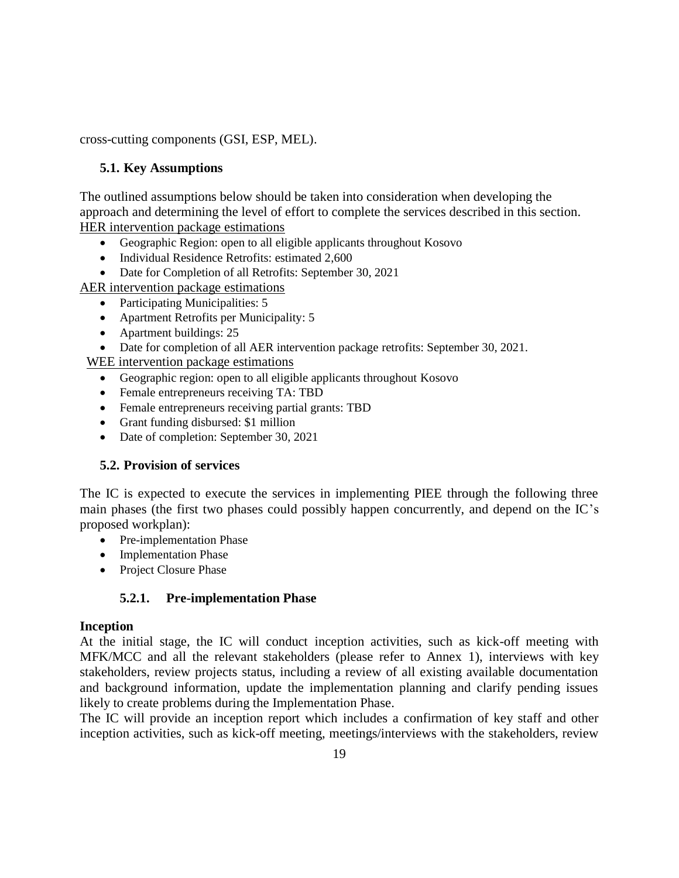cross-cutting components (GSI, ESP, MEL).

### 5.1. Key Assumptions

The outlined assumptions below should be taken into consideration when developing the approach and determining the level of effort to complete the services described in this section.

HER intervention package estimations

- Geographic Region: open to all eligible applicants throughout Kosovo
- Individual Residence Retrofits: estimated 2,600
- Date for Completion of all Retrofits: September 30, 2021

AER intervention package estimations

- Participating Municipalities: 5
- Apartment Retrofits per Municipality: 5
- Apartment buildings: 25
- Date for completion of all AER intervention package retrofits: September 30, 2021.

WEE intervention package estimations

- Geographic region: open to all eligible applicants throughout Kosovo
- Female entrepreneurs receiving TA: TBD
- Female entrepreneurs receiving partial grants: TBD
- Grant funding disbursed: $1 million
- Date of completion: September 30, 2021

### 5.2. Provision of services

The IC is expected to execute the services in implementing PIEE through the following three main phases (the first two phases could possibly happen concurrently, and depend on the IC's proposed workplan):

- Pre-implementation Phase
- Implementation Phase
- Project Closure Phase

#### 5.2.1. Pre-implementation Phase

**Inception**

At the initial stage, the IC will conduct inception activities, such as kick-off meeting with MFK/MCC and all the relevant stakeholders (please refer to Annex 1), interviews with key stakeholders, review projects status, including a review of all existing available documentation and background information, update the implementation planning and clarify pending issues likely to create problems during the Implementation Phase.

The IC will provide an inception report which includes a confirmation of key staff and other inception activities, such as kick-off meeting, meetings/interviews with the stakeholders, review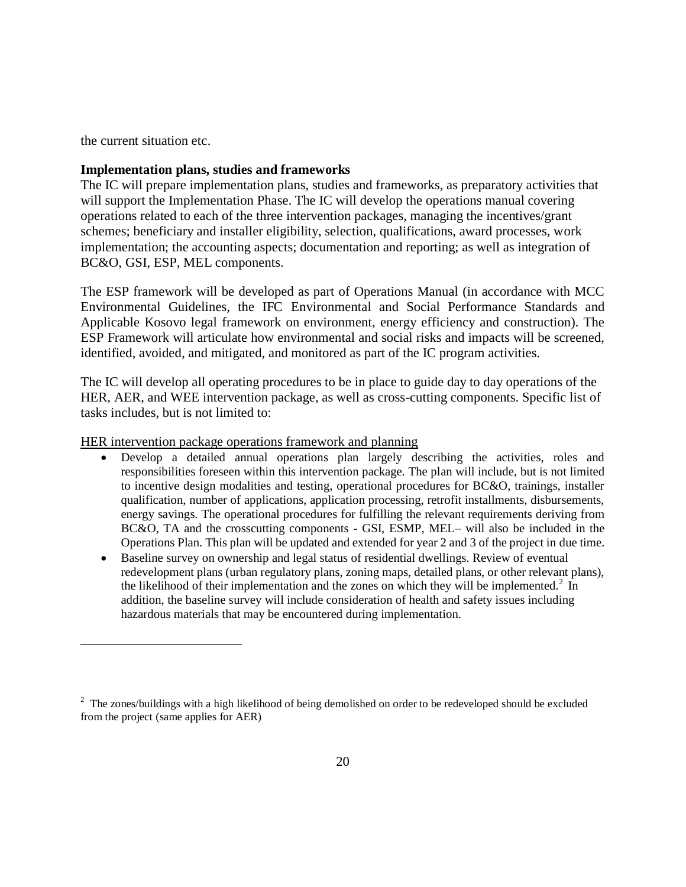the current situation etc.

**Implementation plans, studies and frameworks**

The IC will prepare implementation plans, studies and frameworks, as preparatory activities that will support the Implementation Phase. The IC will develop the operations manual covering operations related to each of the three intervention packages, managing the incentives/grant schemes; beneficiary and installer eligibility, selection, qualifications, award processes, work implementation; the accounting aspects; documentation and reporting; as well as integration of BC&O, GSI, ESP, MEL components.

The ESP framework will be developed as part of Operations Manual (in accordance with MCC Environmental Guidelines, the IFC Environmental and Social Performance Standards and Applicable Kosovo legal framework on environment, energy efficiency and construction). The ESP Framework will articulate how environmental and social risks and impacts will be screened, identified, avoided, and mitigated, and monitored as part of the IC program activities.

The IC will develop all operating procedures to be in place to guide day to day operations of the HER, AER, and WEE intervention package, as well as cross-cutting components. Specific list of tasks includes, but is not limited to:

HER intervention package operations framework and planning

- Develop a detailed annual operations plan largely describing the activities, roles and responsibilities foreseen within this intervention package. The plan will include, but is not limited to incentive design modalities and testing, operational procedures for BC&O, trainings, installer qualification, number of applications, application processing, retrofit installments, disbursements, energy savings. The operational procedures for fulfilling the relevant requirements deriving from BC&O, TA and the crosscutting components - GSI, ESMP, MEL– will also be included in the Operations Plan. This plan will be updated and extended for year 2 and 3 of the project in due time.
- Baseline survey on ownership and legal status of residential dwellings. Review of eventual redevelopment plans (urban regulatory plans, zoning maps, detailed plans, or other relevant plans), the likelihood of their implementation and the zones on which they will be implemented.[2] In addition, the baseline survey will include consideration of health and safety issues including hazardous materials that may be encountered during implementation.

---

[2] The zones/buildings with a high likelihood of being demolished on order to be redeveloped should be excluded from the project (same applies for AER)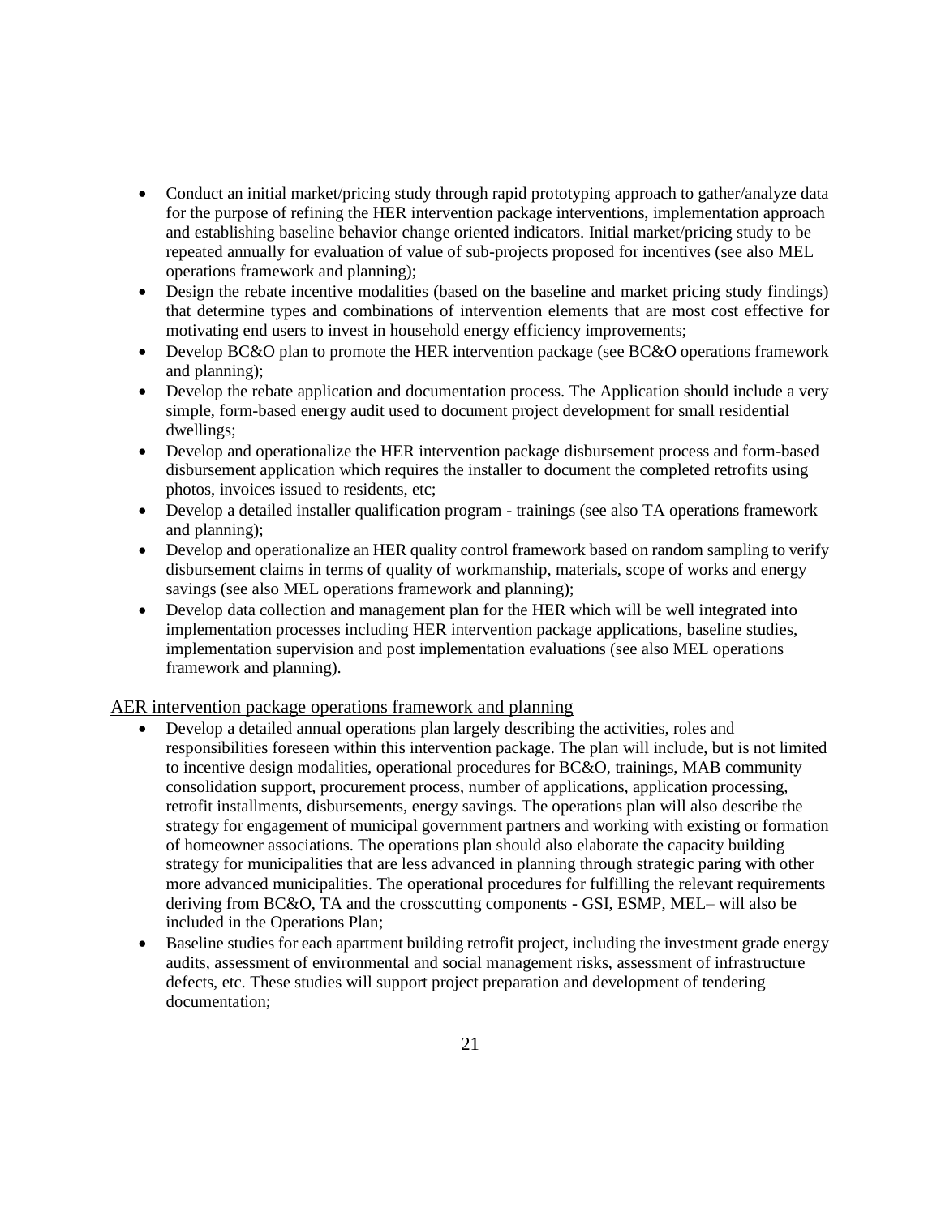- Conduct an initial market/pricing study through rapid prototyping approach to gather/analyze data for the purpose of refining the HER intervention package interventions, implementation approach and establishing baseline behavior change oriented indicators. Initial market/pricing study to be repeated annually for evaluation of value of sub-projects proposed for incentives (see also MEL operations framework and planning);
- Design the rebate incentive modalities (based on the baseline and market pricing study findings) that determine types and combinations of intervention elements that are most cost effective for motivating end users to invest in household energy efficiency improvements;
- Develop BC&O plan to promote the HER intervention package (see BC&O operations framework and planning);
- Develop the rebate application and documentation process. The Application should include a very simple, form-based energy audit used to document project development for small residential dwellings;
- Develop and operationalize the HER intervention package disbursement process and form-based disbursement application which requires the installer to document the completed retrofits using photos, invoices issued to residents, etc;
- Develop a detailed installer qualification program - trainings (see also TA operations framework and planning);
- Develop and operationalize an HER quality control framework based on random sampling to verify disbursement claims in terms of quality of workmanship, materials, scope of works and energy savings (see also MEL operations framework and planning);
- Develop data collection and management plan for the HER which will be well integrated into implementation processes including HER intervention package applications, baseline studies, implementation supervision and post implementation evaluations (see also MEL operations framework and planning).

<u>AER intervention package operations framework and planning</u>

- Develop a detailed annual operations plan largely describing the activities, roles and responsibilities foreseen within this intervention package. The plan will include, but is not limited to incentive design modalities, operational procedures for BC&O, trainings, MAB community consolidation support, procurement process, number of applications, application processing, retrofit installments, disbursements, energy savings. The operations plan will also describe the strategy for engagement of municipal government partners and working with existing or formation of homeowner associations. The operations plan should also elaborate the capacity building strategy for municipalities that are less advanced in planning through strategic paring with other more advanced municipalities. The operational procedures for fulfilling the relevant requirements deriving from BC&O, TA and the crosscutting components - GSI, ESMP, MEL– will also be included in the Operations Plan;
- Baseline studies for each apartment building retrofit project, including the investment grade energy audits, assessment of environmental and social management risks, assessment of infrastructure defects, etc. These studies will support project preparation and development of tendering documentation;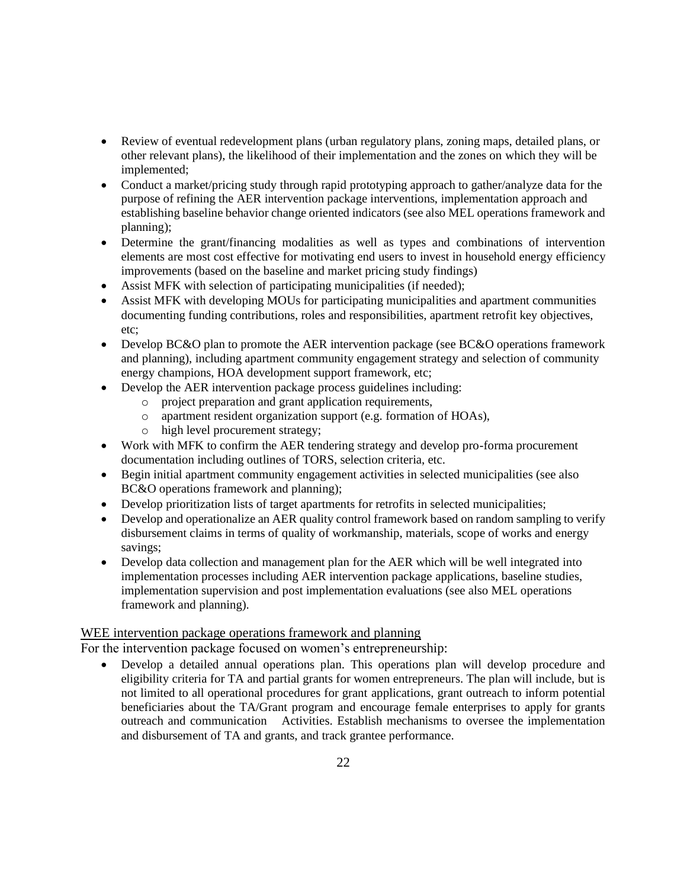- Review of eventual redevelopment plans (urban regulatory plans, zoning maps, detailed plans, or other relevant plans), the likelihood of their implementation and the zones on which they will be implemented;
- Conduct a market/pricing study through rapid prototyping approach to gather/analyze data for the purpose of refining the AER intervention package interventions, implementation approach and establishing baseline behavior change oriented indicators (see also MEL operations framework and planning);
- Determine the grant/financing modalities as well as types and combinations of intervention elements are most cost effective for motivating end users to invest in household energy efficiency improvements (based on the baseline and market pricing study findings)
- Assist MFK with selection of participating municipalities (if needed);
- Assist MFK with developing MOUs for participating municipalities and apartment communities documenting funding contributions, roles and responsibilities, apartment retrofit key objectives, etc;
- Develop BC&O plan to promote the AER intervention package (see BC&O operations framework and planning), including apartment community engagement strategy and selection of community energy champions, HOA development support framework, etc;
- Develop the AER intervention package process guidelines including:
    - project preparation and grant application requirements,
    - apartment resident organization support (e.g. formation of HOAs),
    - high level procurement strategy;
- Work with MFK to confirm the AER tendering strategy and develop pro-forma procurement documentation including outlines of TORS, selection criteria, etc.
- Begin initial apartment community engagement activities in selected municipalities (see also BC&O operations framework and planning);
- Develop prioritization lists of target apartments for retrofits in selected municipalities;
- Develop and operationalize an AER quality control framework based on random sampling to verify disbursement claims in terms of quality of workmanship, materials, scope of works and energy savings;
- Develop data collection and management plan for the AER which will be well integrated into implementation processes including AER intervention package applications, baseline studies, implementation supervision and post implementation evaluations (see also MEL operations framework and planning).

<u>WEE intervention package operations framework and planning</u>

For the intervention package focused on women's entrepreneurship:

- Develop a detailed annual operations plan. This operations plan will develop procedure and eligibility criteria for TA and partial grants for women entrepreneurs. The plan will include, but is not limited to all operational procedures for grant applications, grant outreach to inform potential beneficiaries about the TA/Grant program and encourage female enterprises to apply for grants outreach and communication Activities. Establish mechanisms to oversee the implementation and disbursement of TA and grants, and track grantee performance.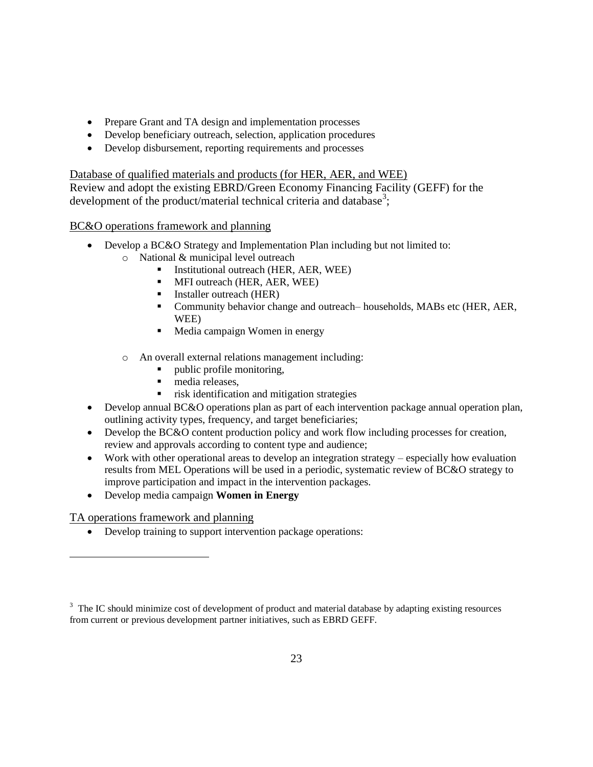- Prepare Grant and TA design and implementation processes
- Develop beneficiary outreach, selection, application procedures
- Develop disbursement, reporting requirements and processes

<u>Database of qualified materials and products (for HER, AER, and WEE)</u>

Review and adopt the existing EBRD/Green Economy Financing Facility (GEFF) for the development of the product/material technical criteria and database[3];

<u>BC&O operations framework and planning</u>

- Develop a BC&O Strategy and Implementation Plan including but not limited to:
  - National & municipal level outreach
    - Institutional outreach (HER, AER, WEE)
    - MFI outreach (HER, AER, WEE)
    - Installer outreach (HER)
    - Community behavior change and outreach– households, MABs etc (HER, AER, WEE)
    - Media campaign Women in energy
  - An overall external relations management including:
    - public profile monitoring,
    - media releases,
    - risk identification and mitigation strategies
- Develop annual BC&O operations plan as part of each intervention package annual operation plan, outlining activity types, frequency, and target beneficiaries;
- Develop the BC&O content production policy and work flow including processes for creation, review and approvals according to content type and audience;
- Work with other operational areas to develop an integration strategy – especially how evaluation results from MEL Operations will be used in a periodic, systematic review of BC&O strategy to improve participation and impact in the intervention packages.
- Develop media campaign **Women in Energy**

<u>TA operations framework and planning</u>

- Develop training to support intervention package operations:

---

[3] The IC should minimize cost of development of product and material database by adapting existing resources from current or previous development partner initiatives, such as EBRD GEFF.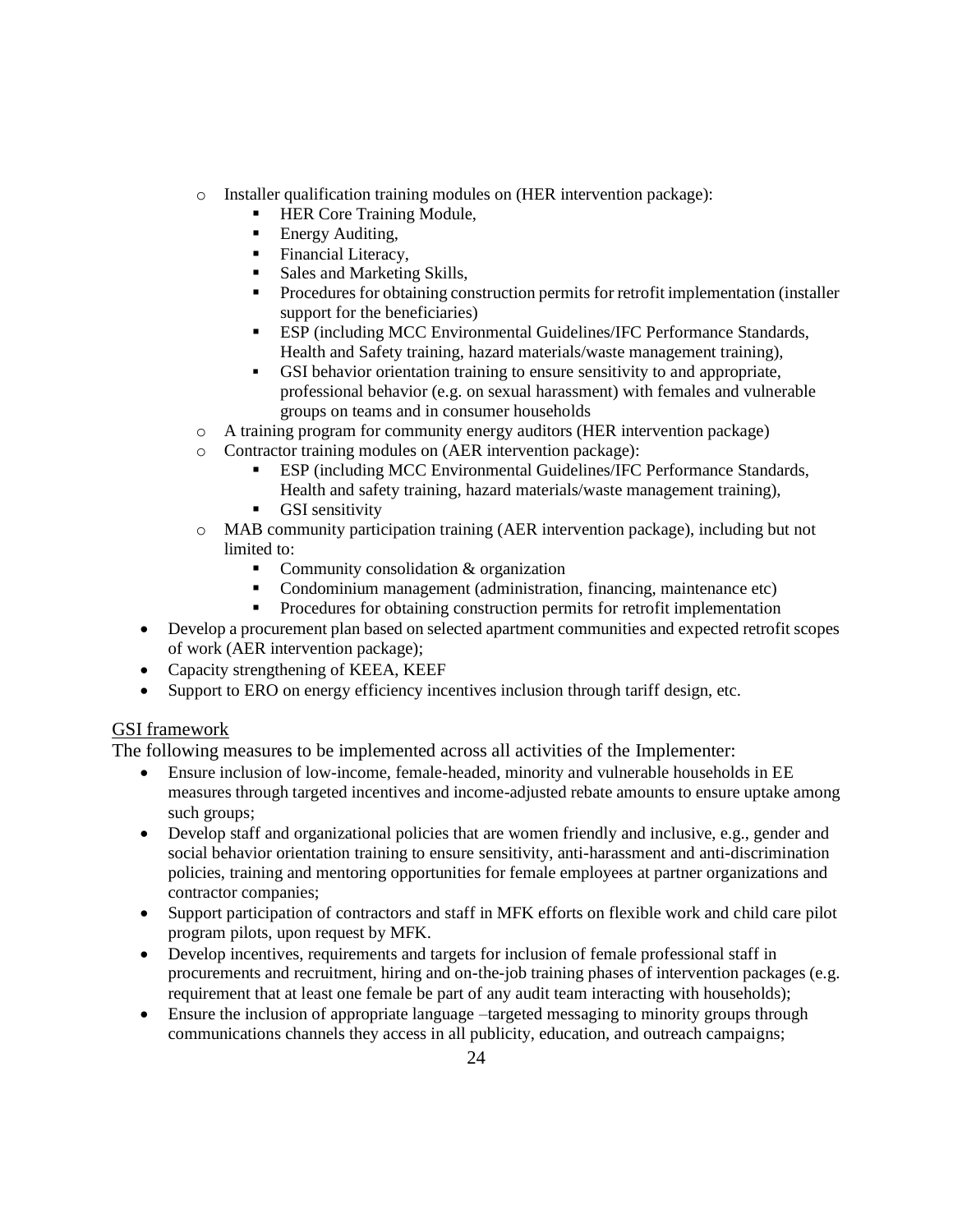- Installer qualification training modules on (HER intervention package):
  - HER Core Training Module,
  - Energy Auditing,
  - Financial Literacy,
  - Sales and Marketing Skills,
  - Procedures for obtaining construction permits for retrofit implementation (installer support for the beneficiaries)
  - ESP (including MCC Environmental Guidelines/IFC Performance Standards, Health and Safety training, hazard materials/waste management training),
  - GSI behavior orientation training to ensure sensitivity to and appropriate, professional behavior (e.g. on sexual harassment) with females and vulnerable groups on teams and in consumer households
- A training program for community energy auditors (HER intervention package)
- Contractor training modules on (AER intervention package):
  - ESP (including MCC Environmental Guidelines/IFC Performance Standards, Health and safety training, hazard materials/waste management training),
  - GSI sensitivity
- MAB community participation training (AER intervention package), including but not limited to:
  - Community consolidation & organization
  - Condominium management (administration, financing, maintenance etc)
  - Procedures for obtaining construction permits for retrofit implementation

- Develop a procurement plan based on selected apartment communities and expected retrofit scopes of work (AER intervention package);
- Capacity strengthening of KEEA, KEEF
- Support to ERO on energy efficiency incentives inclusion through tariff design, etc.

<u>GSI framework</u>

The following measures to be implemented across all activities of the Implementer:

- Ensure inclusion of low-income, female-headed, minority and vulnerable households in EE measures through targeted incentives and income-adjusted rebate amounts to ensure uptake among such groups;
- Develop staff and organizational policies that are women friendly and inclusive, e.g., gender and social behavior orientation training to ensure sensitivity, anti-harassment and anti-discrimination policies, training and mentoring opportunities for female employees at partner organizations and contractor companies;
- Support participation of contractors and staff in MFK efforts on flexible work and child care pilot program pilots, upon request by MFK.
- Develop incentives, requirements and targets for inclusion of female professional staff in procurements and recruitment, hiring and on-the-job training phases of intervention packages (e.g. requirement that at least one female be part of any audit team interacting with households);
- Ensure the inclusion of appropriate language –targeted messaging to minority groups through communications channels they access in all publicity, education, and outreach campaigns;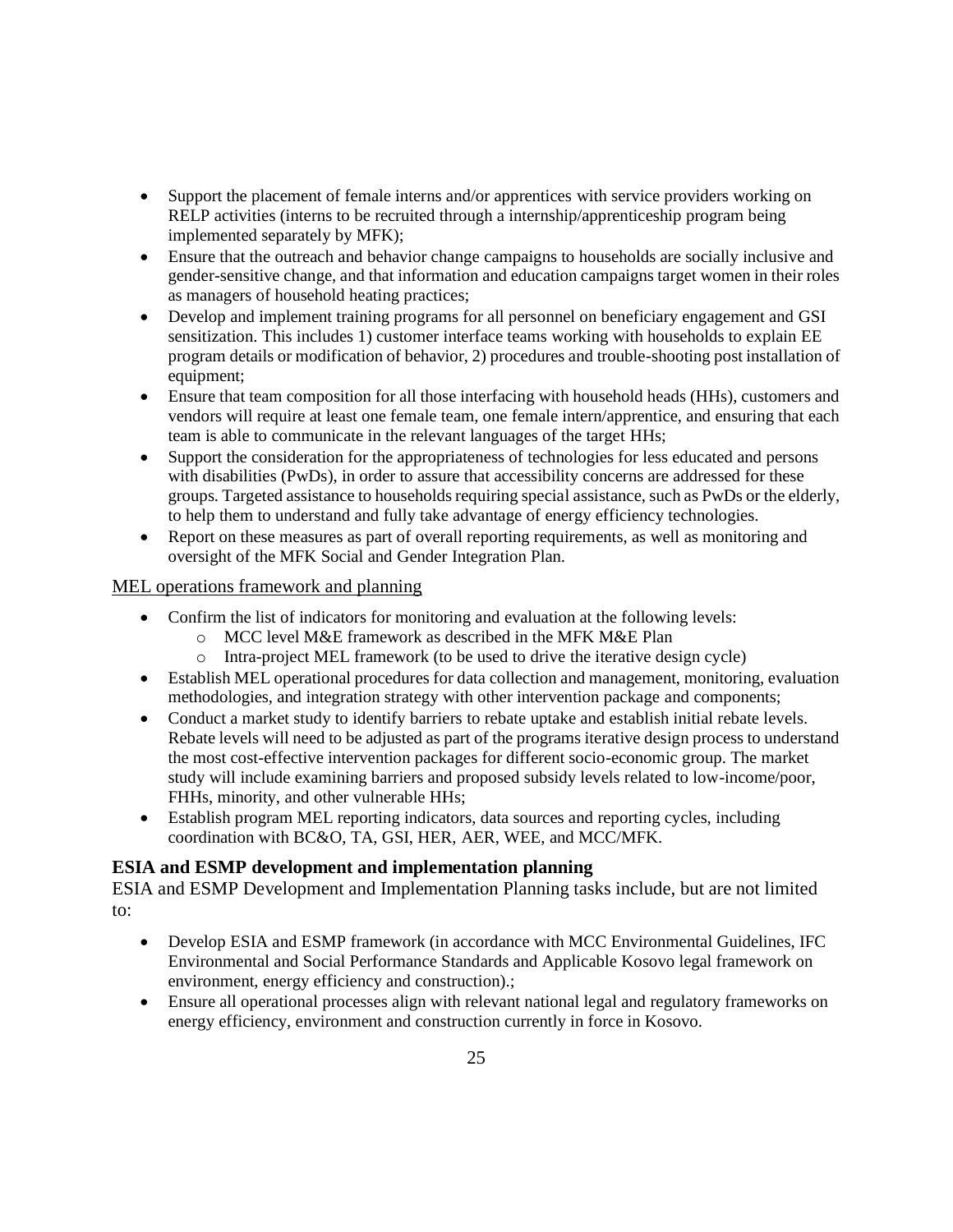- Support the placement of female interns and/or apprentices with service providers working on RELP activities (interns to be recruited through a internship/apprenticeship program being implemented separately by MFK);
- Ensure that the outreach and behavior change campaigns to households are socially inclusive and gender-sensitive change, and that information and education campaigns target women in their roles as managers of household heating practices;
- Develop and implement training programs for all personnel on beneficiary engagement and GSI sensitization. This includes 1) customer interface teams working with households to explain EE program details or modification of behavior, 2) procedures and trouble-shooting post installation of equipment;
- Ensure that team composition for all those interfacing with household heads (HHs), customers and vendors will require at least one female team, one female intern/apprentice, and ensuring that each team is able to communicate in the relevant languages of the target HHs;
- Support the consideration for the appropriateness of technologies for less educated and persons with disabilities (PwDs), in order to assure that accessibility concerns are addressed for these groups. Targeted assistance to households requiring special assistance, such as PwDs or the elderly, to help them to understand and fully take advantage of energy efficiency technologies.
- Report on these measures as part of overall reporting requirements, as well as monitoring and oversight of the MFK Social and Gender Integration Plan.

MEL operations framework and planning

- Confirm the list of indicators for monitoring and evaluation at the following levels:
  - MCC level M&E framework as described in the MFK M&E Plan
  - Intra-project MEL framework (to be used to drive the iterative design cycle)
- Establish MEL operational procedures for data collection and management, monitoring, evaluation methodologies, and integration strategy with other intervention package and components;
- Conduct a market study to identify barriers to rebate uptake and establish initial rebate levels. Rebate levels will need to be adjusted as part of the programs iterative design process to understand the most cost-effective intervention packages for different socio-economic group. The market study will include examining barriers and proposed subsidy levels related to low-income/poor, FHHs, minority, and other vulnerable HHs;
- Establish program MEL reporting indicators, data sources and reporting cycles, including coordination with BC&O, TA, GSI, HER, AER, WEE, and MCC/MFK.

### ESIA and ESMP development and implementation planning

ESIA and ESMP Development and Implementation Planning tasks include, but are not limited to:

- Develop ESIA and ESMP framework (in accordance with MCC Environmental Guidelines, IFC Environmental and Social Performance Standards and Applicable Kosovo legal framework on environment, energy efficiency and construction).;
- Ensure all operational processes align with relevant national legal and regulatory frameworks on energy efficiency, environment and construction currently in force in Kosovo.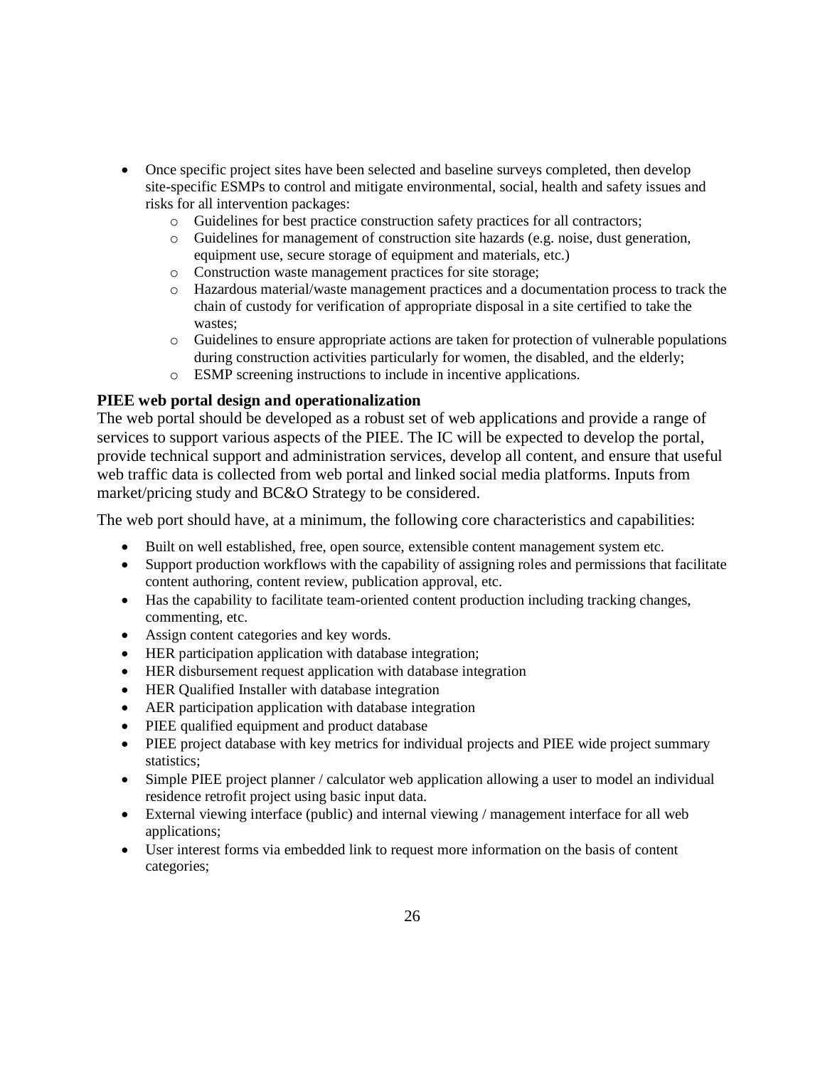- Once specific project sites have been selected and baseline surveys completed, then develop site-specific ESMPs to control and mitigate environmental, social, health and safety issues and risks for all intervention packages:
  - Guidelines for best practice construction safety practices for all contractors;
  - Guidelines for management of construction site hazards (e.g. noise, dust generation, equipment use, secure storage of equipment and materials, etc.)
  - Construction waste management practices for site storage;
  - Hazardous material/waste management practices and a documentation process to track the chain of custody for verification of appropriate disposal in a site certified to take the wastes;
  - Guidelines to ensure appropriate actions are taken for protection of vulnerable populations during construction activities particularly for women, the disabled, and the elderly;
  - ESMP screening instructions to include in incentive applications.

**PIEE web portal design and operationalization**

The web portal should be developed as a robust set of web applications and provide a range of services to support various aspects of the PIEE. The IC will be expected to develop the portal, provide technical support and administration services, develop all content, and ensure that useful web traffic data is collected from web portal and linked social media platforms. Inputs from market/pricing study and BC&O Strategy to be considered.

The web port should have, at a minimum, the following core characteristics and capabilities:

- Built on well established, free, open source, extensible content management system etc.
- Support production workflows with the capability of assigning roles and permissions that facilitate content authoring, content review, publication approval, etc.
- Has the capability to facilitate team-oriented content production including tracking changes, commenting, etc.
- Assign content categories and key words.
- HER participation application with database integration;
- HER disbursement request application with database integration
- HER Qualified Installer with database integration
- AER participation application with database integration
- PIEE qualified equipment and product database
- PIEE project database with key metrics for individual projects and PIEE wide project summary statistics;
- Simple PIEE project planner / calculator web application allowing a user to model an individual residence retrofit project using basic input data.
- External viewing interface (public) and internal viewing / management interface for all web applications;
- User interest forms via embedded link to request more information on the basis of content categories;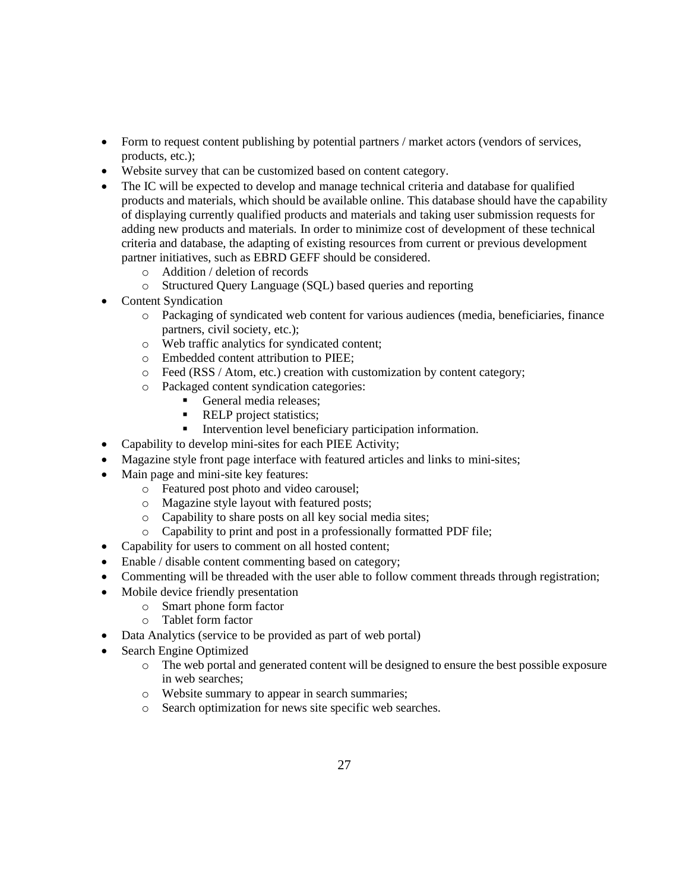- Form to request content publishing by potential partners / market actors (vendors of services, products, etc.);
- Website survey that can be customized based on content category.
- The IC will be expected to develop and manage technical criteria and database for qualified products and materials, which should be available online. This database should have the capability of displaying currently qualified products and materials and taking user submission requests for adding new products and materials. In order to minimize cost of development of these technical criteria and database, the adapting of existing resources from current or previous development partner initiatives, such as EBRD GEFF should be considered.
    - Addition / deletion of records
    - Structured Query Language (SQL) based queries and reporting
- Content Syndication
    - Packaging of syndicated web content for various audiences (media, beneficiaries, finance partners, civil society, etc.);
    - Web traffic analytics for syndicated content;
    - Embedded content attribution to PIEE;
    - Feed (RSS / Atom, etc.) creation with customization by content category;
    - Packaged content syndication categories:
        - General media releases;
        - RELP project statistics;
        - Intervention level beneficiary participation information.
- Capability to develop mini-sites for each PIEE Activity;
- Magazine style front page interface with featured articles and links to mini-sites;
- Main page and mini-site key features:
    - Featured post photo and video carousel;
    - Magazine style layout with featured posts;
    - Capability to share posts on all key social media sites;
    - Capability to print and post in a professionally formatted PDF file;
- Capability for users to comment on all hosted content;
- Enable / disable content commenting based on category;
- Commenting will be threaded with the user able to follow comment threads through registration;
- Mobile device friendly presentation
    - Smart phone form factor
    - Tablet form factor
- Data Analytics (service to be provided as part of web portal)
- Search Engine Optimized
    - The web portal and generated content will be designed to ensure the best possible exposure in web searches;
    - Website summary to appear in search summaries;
    - Search optimization for news site specific web searches.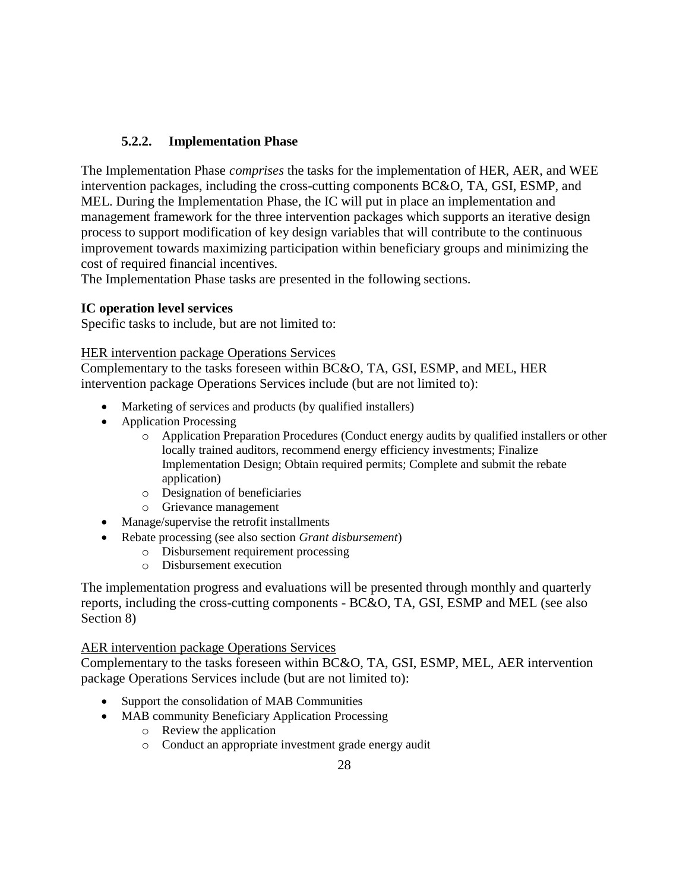### 5.2.2. Implementation Phase

The Implementation Phase *comprises* the tasks for the implementation of HER, AER, and WEE intervention packages, including the cross-cutting components BC&O, TA, GSI, ESMP, and MEL. During the Implementation Phase, the IC will put in place an implementation and management framework for the three intervention packages which supports an iterative design process to support modification of key design variables that will contribute to the continuous improvement towards maximizing participation within beneficiary groups and minimizing the cost of required financial incentives.
The Implementation Phase tasks are presented in the following sections.

**IC operation level services**
Specific tasks to include, but are not limited to:

<u>HER intervention package Operations Services</u>
Complementary to the tasks foreseen within BC&O, TA, GSI, ESMP, and MEL, HER intervention package Operations Services include (but are not limited to):

- Marketing of services and products (by qualified installers)
- Application Processing
    - Application Preparation Procedures (Conduct energy audits by qualified installers or other locally trained auditors, recommend energy efficiency investments; Finalize Implementation Design; Obtain required permits; Complete and submit the rebate application)
    - Designation of beneficiaries
    - Grievance management
- Manage/supervise the retrofit installments
- Rebate processing (see also section *Grant disbursement*)
    - Disbursement requirement processing
    - Disbursement execution

The implementation progress and evaluations will be presented through monthly and quarterly reports, including the cross-cutting components - BC&O, TA, GSI, ESMP and MEL (see also Section 8)

<u>AER intervention package Operations Services</u>
Complementary to the tasks foreseen within BC&O, TA, GSI, ESMP, MEL, AER intervention package Operations Services include (but are not limited to):

- Support the consolidation of MAB Communities
- MAB community Beneficiary Application Processing
    - Review the application
    - Conduct an appropriate investment grade energy audit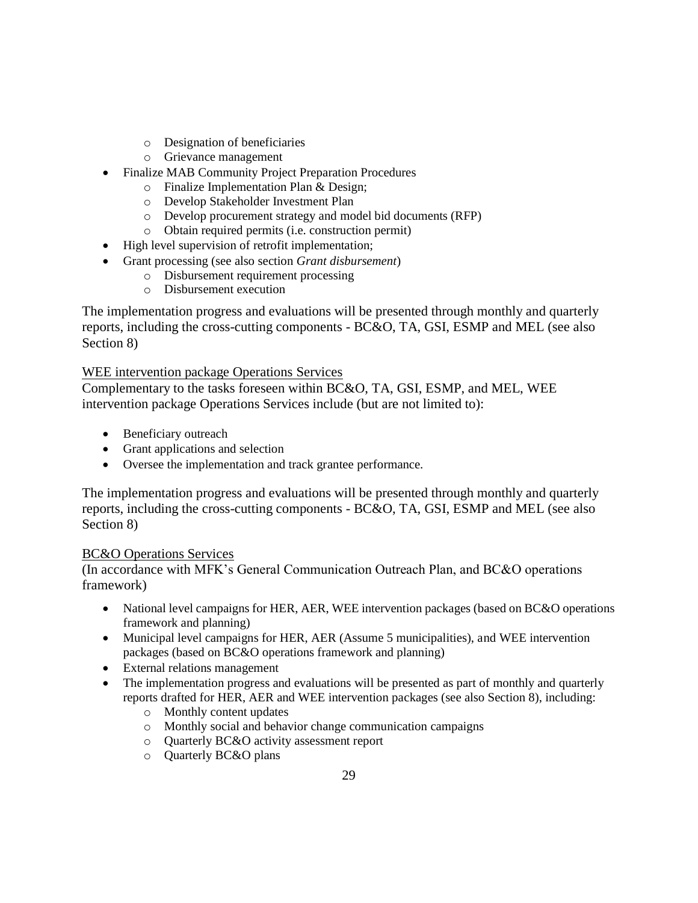- Designation of beneficiaries
  - Grievance management
- Finalize MAB Community Project Preparation Procedures
  - Finalize Implementation Plan & Design;
  - Develop Stakeholder Investment Plan
  - Develop procurement strategy and model bid documents (RFP)
  - Obtain required permits (i.e. construction permit)
- High level supervision of retrofit implementation;
- Grant processing (see also section *Grant disbursement*)
  - Disbursement requirement processing
  - Disbursement execution

The implementation progress and evaluations will be presented through monthly and quarterly reports, including the cross-cutting components - BC&O, TA, GSI, ESMP and MEL (see also Section 8)

<u>WEE intervention package Operations Services</u>

Complementary to the tasks foreseen within BC&O, TA, GSI, ESMP, and MEL, WEE intervention package Operations Services include (but are not limited to):

- Beneficiary outreach
- Grant applications and selection
- Oversee the implementation and track grantee performance.

The implementation progress and evaluations will be presented through monthly and quarterly reports, including the cross-cutting components - BC&O, TA, GSI, ESMP and MEL (see also Section 8)

<u>BC&O Operations Services</u>

(In accordance with MFK's General Communication Outreach Plan, and BC&O operations framework)

- National level campaigns for HER, AER, WEE intervention packages (based on BC&O operations framework and planning)
- Municipal level campaigns for HER, AER (Assume 5 municipalities), and WEE intervention packages (based on BC&O operations framework and planning)
- External relations management
- The implementation progress and evaluations will be presented as part of monthly and quarterly reports drafted for HER, AER and WEE intervention packages (see also Section 8), including:
  - Monthly content updates
  - Monthly social and behavior change communication campaigns
  - Quarterly BC&O activity assessment report
  - Quarterly BC&O plans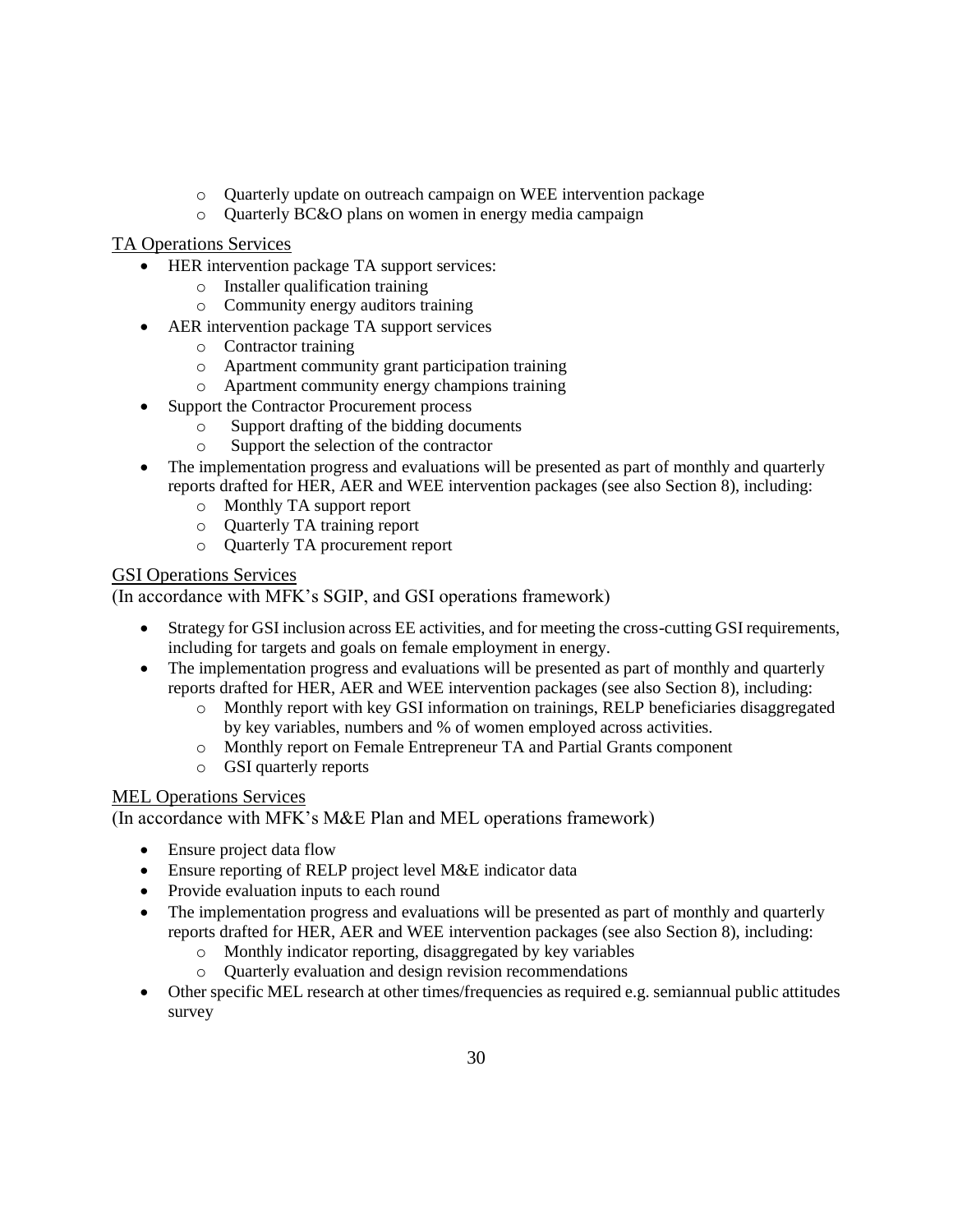- Quarterly update on outreach campaign on WEE intervention package
  - Quarterly BC&O plans on women in energy media campaign

<u>TA Operations Services</u>

- HER intervention package TA support services:
  - Installer qualification training
  - Community energy auditors training
- AER intervention package TA support services
  - Contractor training
  - Apartment community grant participation training
  - Apartment community energy champions training
- Support the Contractor Procurement process
  - Support drafting of the bidding documents
  - Support the selection of the contractor
- The implementation progress and evaluations will be presented as part of monthly and quarterly reports drafted for HER, AER and WEE intervention packages (see also Section 8), including:
  - Monthly TA support report
  - Quarterly TA training report
  - Quarterly TA procurement report

<u>GSI Operations Services</u>

(In accordance with MFK's SGIP, and GSI operations framework)

- Strategy for GSI inclusion across EE activities, and for meeting the cross-cutting GSI requirements, including for targets and goals on female employment in energy.
- The implementation progress and evaluations will be presented as part of monthly and quarterly reports drafted for HER, AER and WEE intervention packages (see also Section 8), including:
  - Monthly report with key GSI information on trainings, RELP beneficiaries disaggregated by key variables, numbers and % of women employed across activities.
  - Monthly report on Female Entrepreneur TA and Partial Grants component
  - GSI quarterly reports

<u>MEL Operations Services</u>

(In accordance with MFK's M&E Plan and MEL operations framework)

- Ensure project data flow
- Ensure reporting of RELP project level M&E indicator data
- Provide evaluation inputs to each round
- The implementation progress and evaluations will be presented as part of monthly and quarterly reports drafted for HER, AER and WEE intervention packages (see also Section 8), including:
  - Monthly indicator reporting, disaggregated by key variables
  - Quarterly evaluation and design revision recommendations
- Other specific MEL research at other times/frequencies as required e.g. semiannual public attitudes survey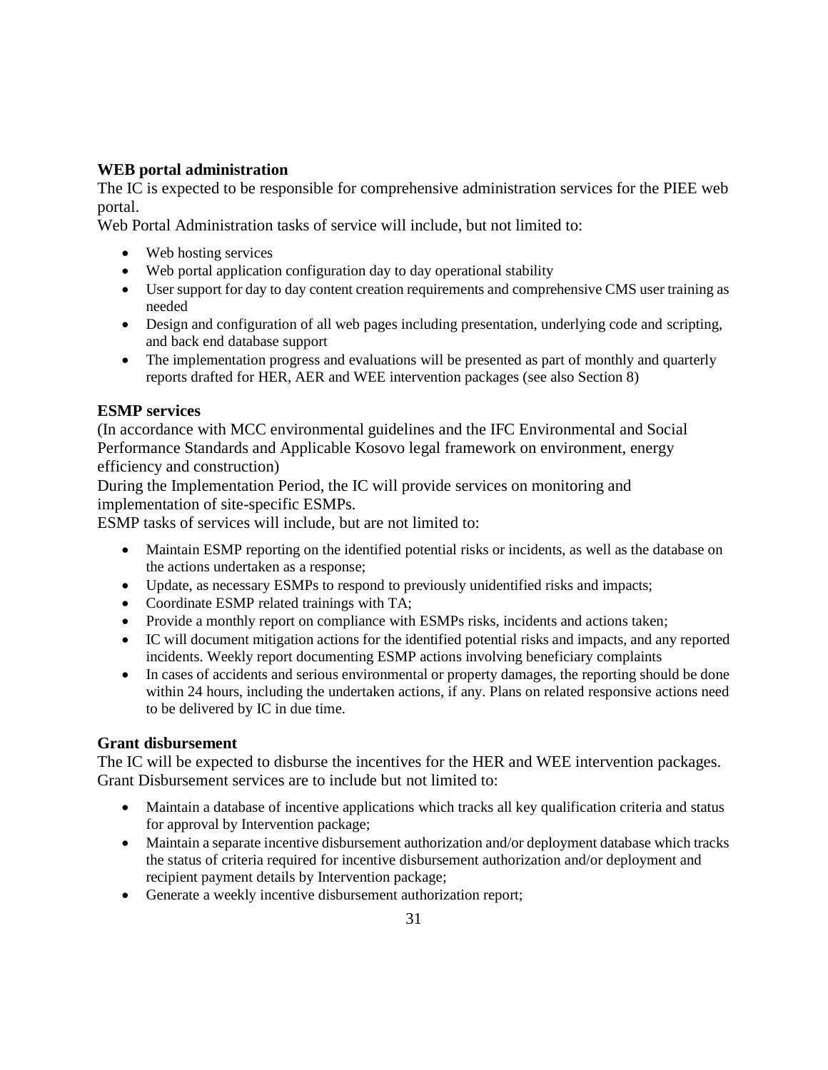**WEB portal administration**

The IC is expected to be responsible for comprehensive administration services for the PIEE web portal.

Web Portal Administration tasks of service will include, but not limited to:

- Web hosting services
- Web portal application configuration day to day operational stability
- User support for day to day content creation requirements and comprehensive CMS user training as needed
- Design and configuration of all web pages including presentation, underlying code and scripting, and back end database support
- The implementation progress and evaluations will be presented as part of monthly and quarterly reports drafted for HER, AER and WEE intervention packages (see also Section 8)

**ESMP services**

(In accordance with MCC environmental guidelines and the IFC Environmental and Social Performance Standards and Applicable Kosovo legal framework on environment, energy efficiency and construction)

During the Implementation Period, the IC will provide services on monitoring and implementation of site-specific ESMPs.

ESMP tasks of services will include, but are not limited to:

- Maintain ESMP reporting on the identified potential risks or incidents, as well as the database on the actions undertaken as a response;
- Update, as necessary ESMPs to respond to previously unidentified risks and impacts;
- Coordinate ESMP related trainings with TA;
- Provide a monthly report on compliance with ESMPs risks, incidents and actions taken;
- IC will document mitigation actions for the identified potential risks and impacts, and any reported incidents. Weekly report documenting ESMP actions involving beneficiary complaints
- In cases of accidents and serious environmental or property damages, the reporting should be done within 24 hours, including the undertaken actions, if any. Plans on related responsive actions need to be delivered by IC in due time.

**Grant disbursement**

The IC will be expected to disburse the incentives for the HER and WEE intervention packages. Grant Disbursement services are to include but not limited to:

- Maintain a database of incentive applications which tracks all key qualification criteria and status for approval by Intervention package;
- Maintain a separate incentive disbursement authorization and/or deployment database which tracks the status of criteria required for incentive disbursement authorization and/or deployment and recipient payment details by Intervention package;
- Generate a weekly incentive disbursement authorization report;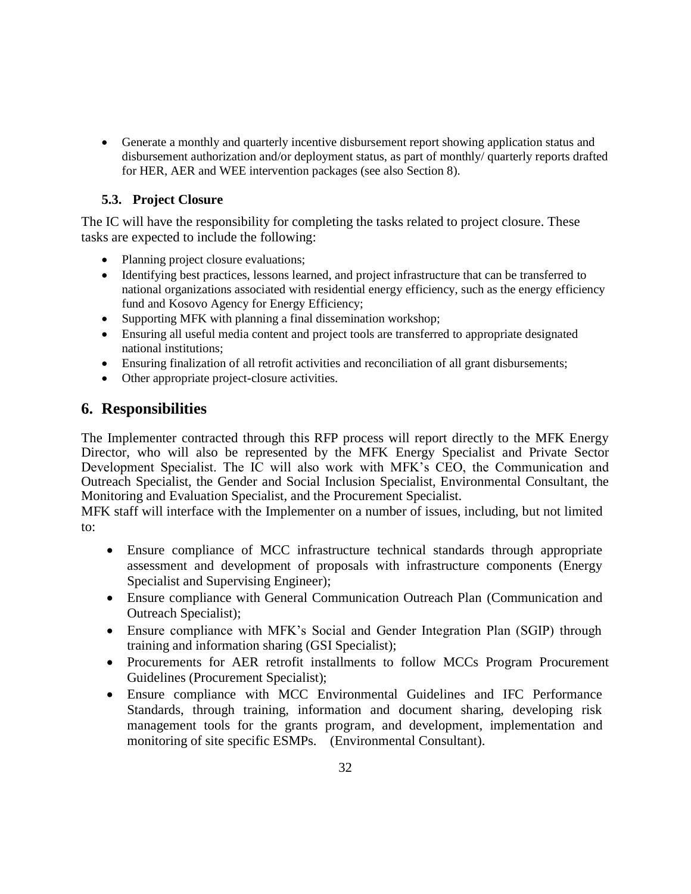- Generate a monthly and quarterly incentive disbursement report showing application status and disbursement authorization and/or deployment status, as part of monthly/ quarterly reports drafted for HER, AER and WEE intervention packages (see also Section 8).

### 5.3. Project Closure

The IC will have the responsibility for completing the tasks related to project closure. These tasks are expected to include the following:

- Planning project closure evaluations;
- Identifying best practices, lessons learned, and project infrastructure that can be transferred to national organizations associated with residential energy efficiency, such as the energy efficiency fund and Kosovo Agency for Energy Efficiency;
- Supporting MFK with planning a final dissemination workshop;
- Ensuring all useful media content and project tools are transferred to appropriate designated national institutions;
- Ensuring finalization of all retrofit activities and reconciliation of all grant disbursements;
- Other appropriate project-closure activities.

## 6. Responsibilities

The Implementer contracted through this RFP process will report directly to the MFK Energy Director, who will also be represented by the MFK Energy Specialist and Private Sector Development Specialist. The IC will also work with MFK's CEO, the Communication and Outreach Specialist, the Gender and Social Inclusion Specialist, Environmental Consultant, the Monitoring and Evaluation Specialist, and the Procurement Specialist.

MFK staff will interface with the Implementer on a number of issues, including, but not limited to:

- Ensure compliance of MCC infrastructure technical standards through appropriate assessment and development of proposals with infrastructure components (Energy Specialist and Supervising Engineer);
- Ensure compliance with General Communication Outreach Plan (Communication and Outreach Specialist);
- Ensure compliance with MFK's Social and Gender Integration Plan (SGIP) through training and information sharing (GSI Specialist);
- Procurements for AER retrofit installments to follow MCCs Program Procurement Guidelines (Procurement Specialist);
- Ensure compliance with MCC Environmental Guidelines and IFC Performance Standards, through training, information and document sharing, developing risk management tools for the grants program, and development, implementation and monitoring of site specific ESMPs. (Environmental Consultant).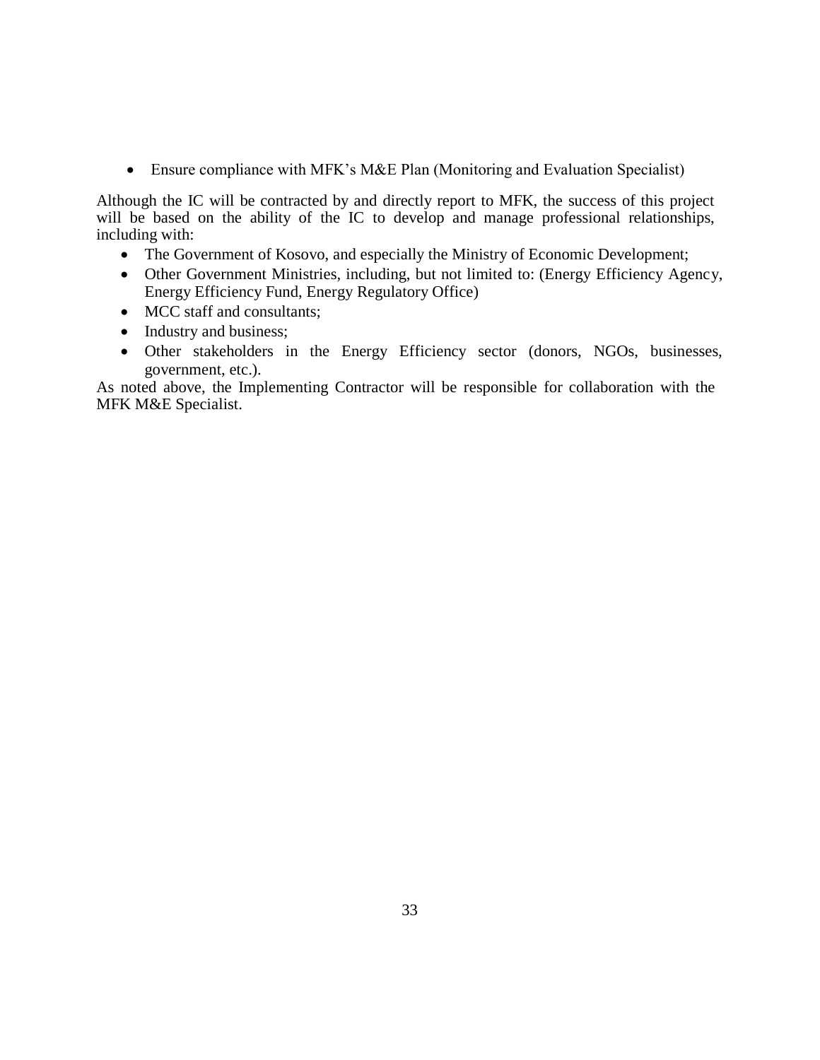- Ensure compliance with MFK's M&E Plan (Monitoring and Evaluation Specialist)

Although the IC will be contracted by and directly report to MFK, the success of this project will be based on the ability of the IC to develop and manage professional relationships, including with:

- The Government of Kosovo, and especially the Ministry of Economic Development;
- Other Government Ministries, including, but not limited to: (Energy Efficiency Agency, Energy Efficiency Fund, Energy Regulatory Office)
- MCC staff and consultants;
- Industry and business;
- Other stakeholders in the Energy Efficiency sector (donors, NGOs, businesses, government, etc.).

As noted above, the Implementing Contractor will be responsible for collaboration with the MFK M&E Specialist.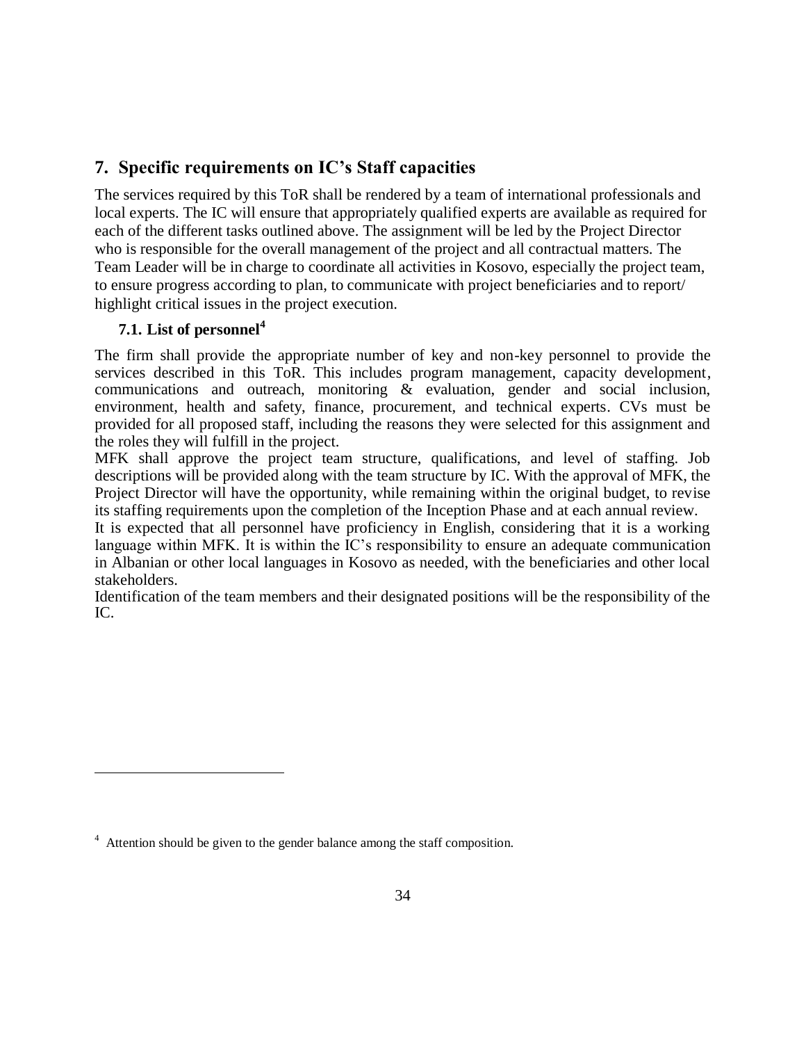## 7. Specific requirements on IC's Staff capacities

The services required by this ToR shall be rendered by a team of international professionals and local experts. The IC will ensure that appropriately qualified experts are available as required for each of the different tasks outlined above. The assignment will be led by the Project Director who is responsible for the overall management of the project and all contractual matters. The Team Leader will be in charge to coordinate all activities in Kosovo, especially the project team, to ensure progress according to plan, to communicate with project beneficiaries and to report/ highlight critical issues in the project execution.

### 7.1. List of personnel[4]

The firm shall provide the appropriate number of key and non-key personnel to provide the services described in this ToR. This includes program management, capacity development, communications and outreach, monitoring & evaluation, gender and social inclusion, environment, health and safety, finance, procurement, and technical experts. CVs must be provided for all proposed staff, including the reasons they were selected for this assignment and the roles they will fulfill in the project.

MFK shall approve the project team structure, qualifications, and level of staffing. Job descriptions will be provided along with the team structure by IC. With the approval of MFK, the Project Director will have the opportunity, while remaining within the original budget, to revise its staffing requirements upon the completion of the Inception Phase and at each annual review.

It is expected that all personnel have proficiency in English, considering that it is a working language within MFK. It is within the IC's responsibility to ensure an adequate communication in Albanian or other local languages in Kosovo as needed, with the beneficiaries and other local stakeholders.

Identification of the team members and their designated positions will be the responsibility of the IC.

---

[4] Attention should be given to the gender balance among the staff composition.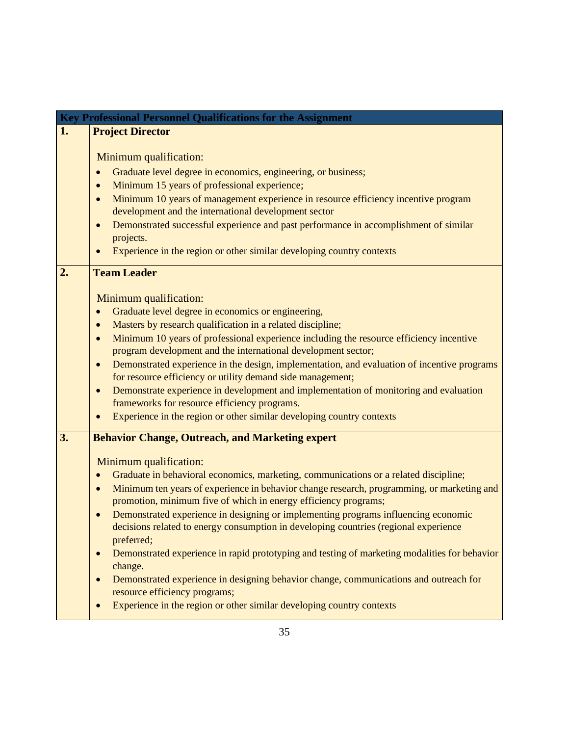| Key Professional Personnel Qualifications for the Assignment | |
|---|---|
| **1.** | **Project Director**<br><br>Minimum qualification:<br>• Graduate level degree in economics, engineering, or business;<br>• Minimum 15 years of professional experience;<br>• Minimum 10 years of management experience in resource efficiency incentive program development and the international development sector<br>• Demonstrated successful experience and past performance in accomplishment of similar projects.<br>• Experience in the region or other similar developing country contexts |
| **2.** | **Team Leader**<br><br>Minimum qualification:<br>• Graduate level degree in economics or engineering,<br>• Masters by research qualification in a related discipline;<br>• Minimum 10 years of professional experience including the resource efficiency incentive program development and the international development sector;<br>• Demonstrated experience in the design, implementation, and evaluation of incentive programs for resource efficiency or utility demand side management;<br>• Demonstrate experience in development and implementation of monitoring and evaluation frameworks for resource efficiency programs.<br>• Experience in the region or other similar developing country contexts |
| **3.** | **Behavior Change, Outreach, and Marketing expert**<br><br>Minimum qualification:<br>• Graduate in behavioral economics, marketing, communications or a related discipline;<br>• Minimum ten years of experience in behavior change research, programming, or marketing and promotion, minimum five of which in energy efficiency programs;<br>• Demonstrated experience in designing or implementing programs influencing economic decisions related to energy consumption in developing countries (regional experience preferred;<br>• Demonstrated experience in rapid prototyping and testing of marketing modalities for behavior change.<br>• Demonstrated experience in designing behavior change, communications and outreach for resource efficiency programs;<br>• Experience in the region or other similar developing country contexts |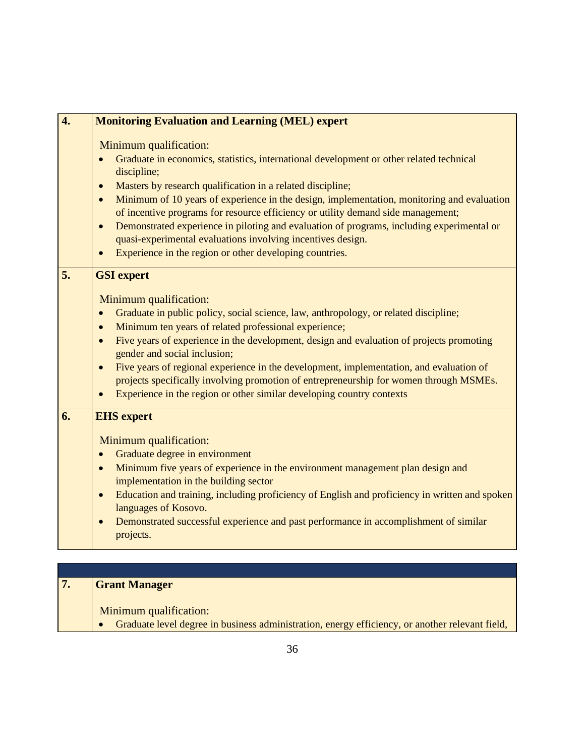| | |
|---|---|
| **4.** | **Monitoring Evaluation and Learning (MEL) expert**<br><br>Minimum qualification:<br>• Graduate in economics, statistics, international development or other related technical discipline;<br>• Masters by research qualification in a related discipline;<br>• Minimum of 10 years of experience in the design, implementation, monitoring and evaluation of incentive programs for resource efficiency or utility demand side management;<br>• Demonstrated experience in piloting and evaluation of programs, including experimental or quasi-experimental evaluations involving incentives design.<br>• Experience in the region or other developing countries. |
| **5.** | **GSI expert**<br><br>Minimum qualification:<br>• Graduate in public policy, social science, law, anthropology, or related discipline;<br>• Minimum ten years of related professional experience;<br>• Five years of experience in the development, design and evaluation of projects promoting gender and social inclusion;<br>• Five years of regional experience in the development, implementation, and evaluation of projects specifically involving promotion of entrepreneurship for women through MSMEs.<br>• Experience in the region or other similar developing country contexts |
| **6.** | **EHS expert**<br><br>Minimum qualification:<br>• Graduate degree in environment<br>• Minimum five years of experience in the environment management plan design and implementation in the building sector<br>• Education and training, including proficiency of English and proficiency in written and spoken languages of Kosovo.<br>• Demonstrated successful experience and past performance in accomplishment of similar projects. |

| | |
|---|---|
| **7.** | **Grant Manager**<br><br>Minimum qualification:<br>• Graduate level degree in business administration, energy efficiency, or another relevant field, |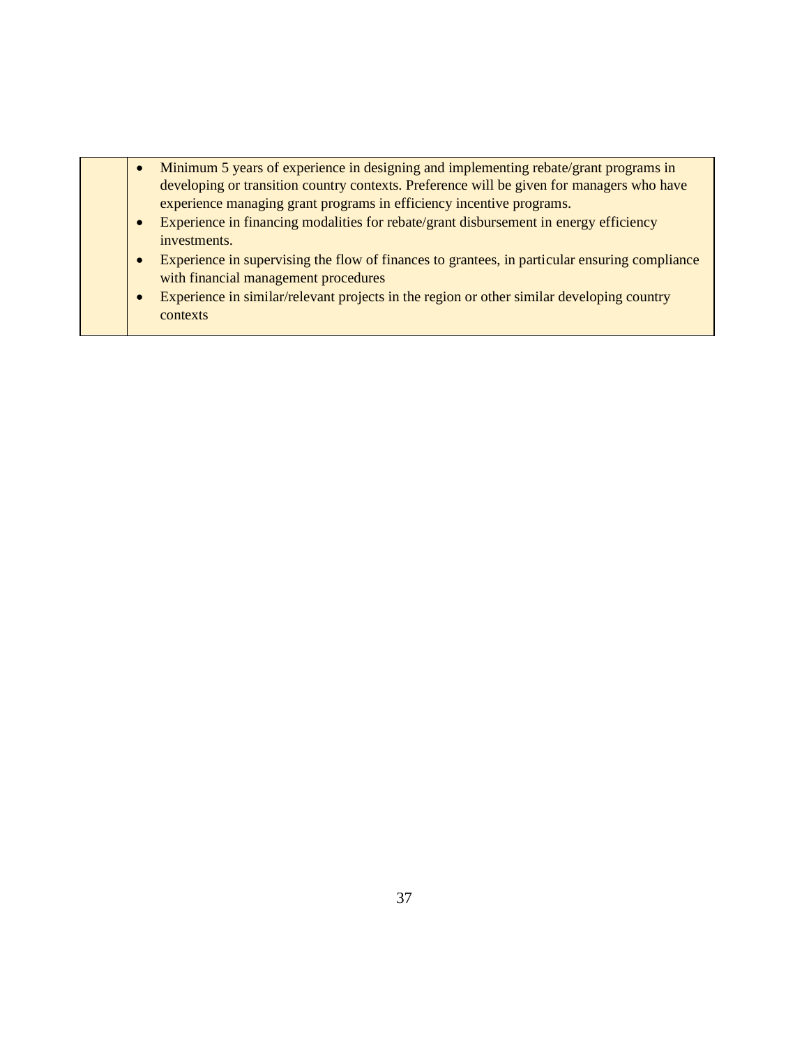| | |
|---|---|
| | • Minimum 5 years of experience in designing and implementing rebate/grant programs in developing or transition country contexts. Preference will be given for managers who have experience managing grant programs in efficiency incentive programs.<br>• Experience in financing modalities for rebate/grant disbursement in energy efficiency investments.<br>• Experience in supervising the flow of finances to grantees, in particular ensuring compliance with financial management procedures<br>• Experience in similar/relevant projects in the region or other similar developing country contexts |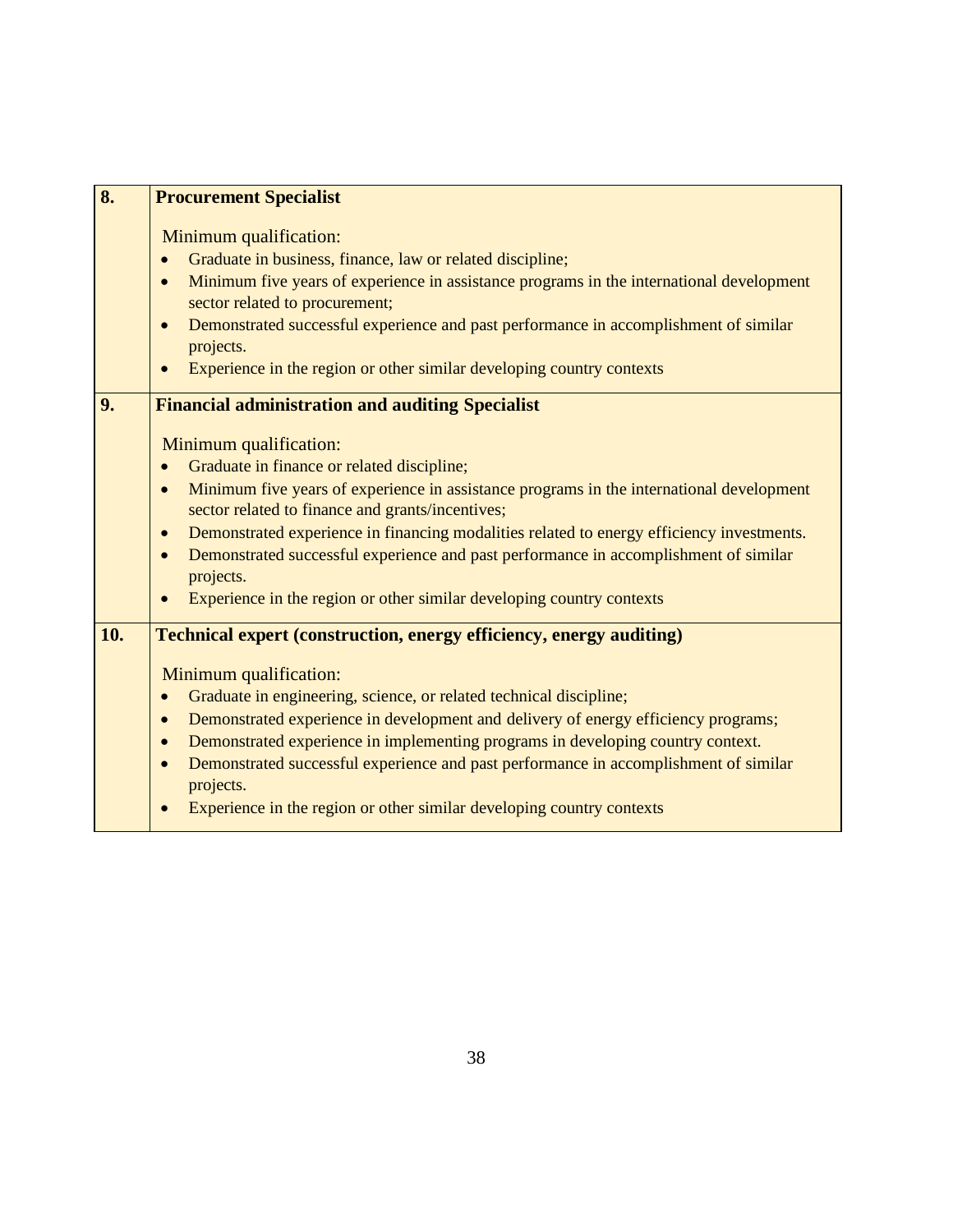| 8. | **Procurement Specialist**<br><br>Minimum qualification:<br>• Graduate in business, finance, law or related discipline;<br>• Minimum five years of experience in assistance programs in the international development sector related to procurement;<br>• Demonstrated successful experience and past performance in accomplishment of similar projects.<br>• Experience in the region or other similar developing country contexts |
|---|---|
| **9.** | **Financial administration and auditing Specialist**<br><br>Minimum qualification:<br>• Graduate in finance or related discipline;<br>• Minimum five years of experience in assistance programs in the international development sector related to finance and grants/incentives;<br>• Demonstrated experience in financing modalities related to energy efficiency investments.<br>• Demonstrated successful experience and past performance in accomplishment of similar projects.<br>• Experience in the region or other similar developing country contexts |
| **10.** | **Technical expert (construction, energy efficiency, energy auditing)**<br><br>Minimum qualification:<br>• Graduate in engineering, science, or related technical discipline;<br>• Demonstrated experience in development and delivery of energy efficiency programs;<br>• Demonstrated experience in implementing programs in developing country context.<br>• Demonstrated successful experience and past performance in accomplishment of similar projects.<br>• Experience in the region or other similar developing country contexts |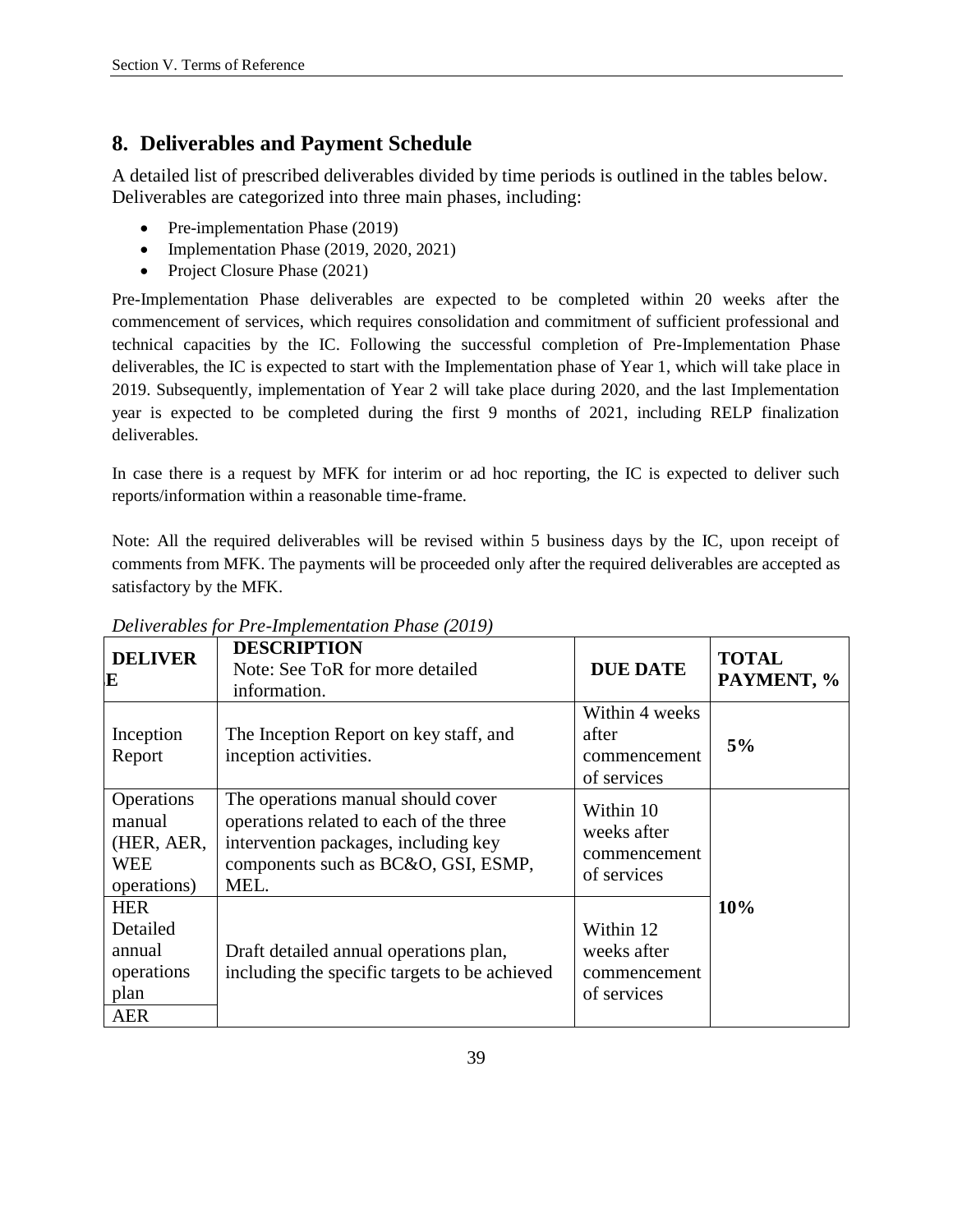## 8. Deliverables and Payment Schedule

A detailed list of prescribed deliverables divided by time periods is outlined in the tables below. Deliverables are categorized into three main phases, including:

- Pre-implementation Phase (2019)
- Implementation Phase (2019, 2020, 2021)
- Project Closure Phase (2021)

Pre-Implementation Phase deliverables are expected to be completed within 20 weeks after the commencement of services, which requires consolidation and commitment of sufficient professional and technical capacities by the IC. Following the successful completion of Pre-Implementation Phase deliverables, the IC is expected to start with the Implementation phase of Year 1, which will take place in 2019. Subsequently, implementation of Year 2 will take place during 2020, and the last Implementation year is expected to be completed during the first 9 months of 2021, including RELP finalization deliverables.

In case there is a request by MFK for interim or ad hoc reporting, the IC is expected to deliver such reports/information within a reasonable time-frame.

Note: All the required deliverables will be revised within 5 business days by the IC, upon receipt of comments from MFK. The payments will be proceeded only after the required deliverables are accepted as satisfactory by the MFK.

*Deliverables for Pre-Implementation Phase (2019)*

| DELIVERABLE | DESCRIPTION Note: See ToR for more detailed information. | DUE DATE | TOTAL PAYMENT, % |
|---|---|---|---|
| Inception Report | The Inception Report on key staff, and inception activities. | Within 4 weeks after commencement of services | 5% |
| Operations manual (HER, AER, WEE operations) | The operations manual should cover operations related to each of the three intervention packages, including key components such as BC&O, GSI, ESMP, MEL. | Within 10 weeks after commencement of services | 10% |
| HER Detailed annual operations plan | Draft detailed annual operations plan, including the specific targets to be achieved | Within 12 weeks after commencement of services | |
| AER | | | |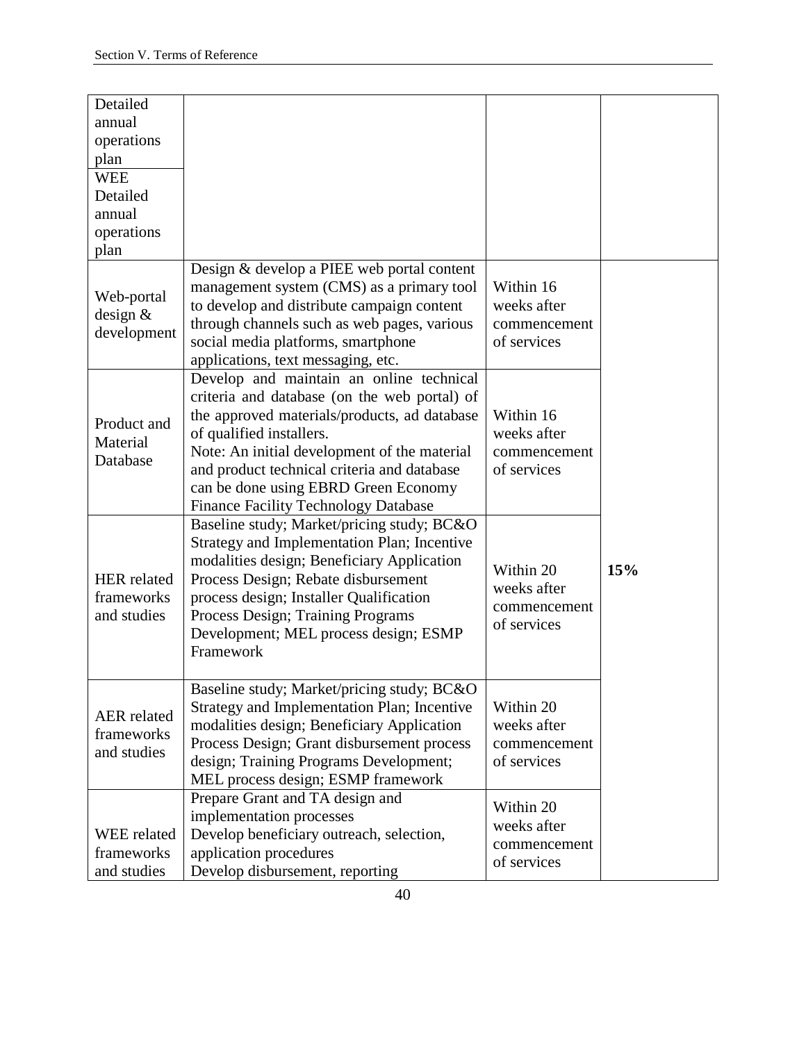| | | | |
|---|---|---|---|
| Detailed annual operations plan<br>WEE Detailed annual operations plan | | | |
| Web-portal design & development | Design & develop a PIEE web portal content management system (CMS) as a primary tool to develop and distribute campaign content through channels such as web pages, various social media platforms, smartphone applications, text messaging, etc. | Within 16 weeks after commencement of services | **15%** |
| Product and Material Database | Develop and maintain an online technical criteria and database (on the web portal) of the approved materials/products, ad database of qualified installers.<br>Note: An initial development of the material and product technical criteria and database can be done using EBRD Green Economy Finance Facility Technology Database | Within 16 weeks after commencement of services | |
| HER related frameworks and studies | Baseline study; Market/pricing study; BC&O Strategy and Implementation Plan; Incentive modalities design; Beneficiary Application Process Design; Rebate disbursement process design; Installer Qualification Process Design; Training Programs Development; MEL process design; ESMP Framework | Within 20 weeks after commencement of services | |
| AER related frameworks and studies | Baseline study; Market/pricing study; BC&O Strategy and Implementation Plan; Incentive modalities design; Beneficiary Application Process Design; Grant disbursement process design; Training Programs Development; MEL process design; ESMP framework | Within 20 weeks after commencement of services | |
| WEE related frameworks and studies | Prepare Grant and TA design and implementation processes<br>Develop beneficiary outreach, selection, application procedures<br>Develop disbursement, reporting | Within 20 weeks after commencement of services | |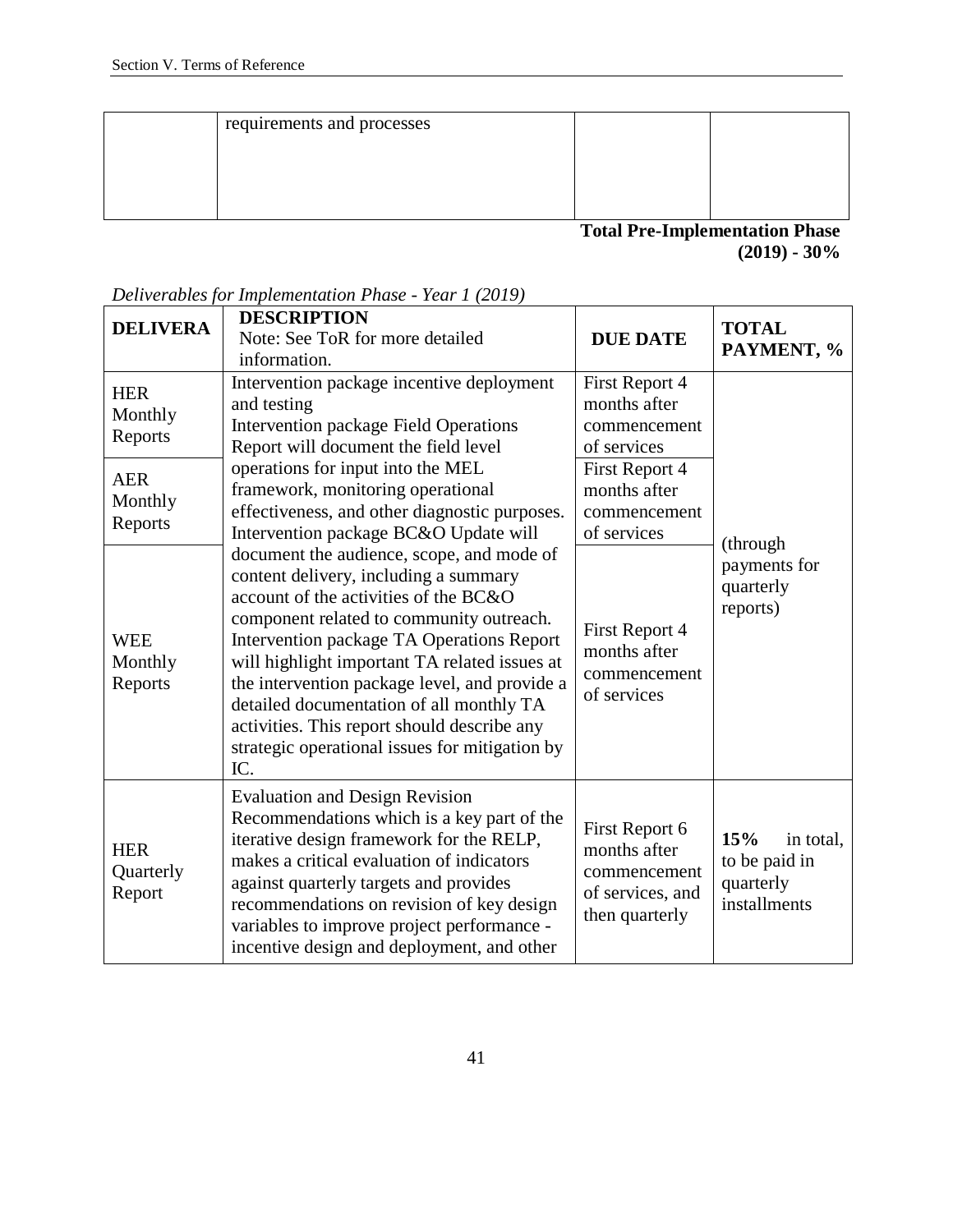| | requirements and processes | | |
|---|---|---|---|

**Total Pre-Implementation Phase (2019) - 30%**

*Deliverables for Implementation Phase - Year 1 (2019)*

| DELIVERA | DESCRIPTION<br>Note: See ToR for more detailed information. | DUE DATE | TOTAL PAYMENT, % |
|---|---|---|---|
| HER Monthly Reports | Intervention package incentive deployment and testing<br>Intervention package Field Operations Report will document the field level operations for input into the MEL framework, monitoring operational effectiveness, and other diagnostic purposes. Intervention package BC&O Update will document the audience, scope, and mode of content delivery, including a summary account of the activities of the BC&O component related to community outreach. Intervention package TA Operations Report will highlight important TA related issues at the intervention package level, and provide a detailed documentation of all monthly TA activities. This report should describe any strategic operational issues for mitigation by IC. | First Report 4 months after commencement of services | (through payments for quarterly reports) |
| AER Monthly Reports | | First Report 4 months after commencement of services | |
| WEE Monthly Reports | | First Report 4 months after commencement of services | |
| HER Quarterly Report | Evaluation and Design Revision Recommendations which is a key part of the iterative design framework for the RELP, makes a critical evaluation of indicators against quarterly targets and provides recommendations on revision of key design variables to improve project performance - incentive design and deployment, and other | First Report 6 months after commencement of services, and then quarterly | **15%** in total, to be paid in quarterly installments |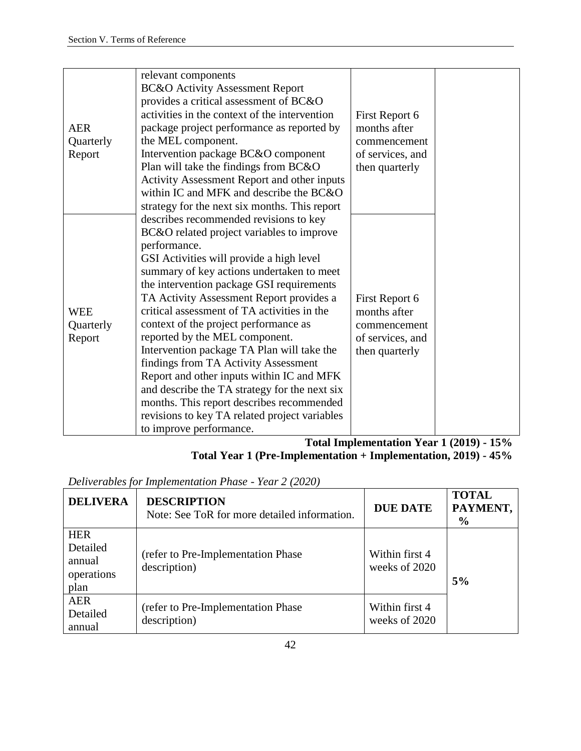| | | | |
|---|---|---|---|
| AER Quarterly Report | relevant components<br>BC&O Activity Assessment Report provides a critical assessment of BC&O activities in the context of the intervention package project performance as reported by the MEL component.<br>Intervention package BC&O component Plan will take the findings from BC&O Activity Assessment Report and other inputs within IC and MFK and describe the BC&O strategy for the next six months. This report describes recommended revisions to key BC&O related project variables to improve performance. | First Report 6 months after commencement of services, and then quarterly | |
| WEE Quarterly Report | GSI Activities will provide a high level summary of key actions undertaken to meet the intervention package GSI requirements<br>TA Activity Assessment Report provides a critical assessment of TA activities in the context of the project performance as reported by the MEL component.<br>Intervention package TA Plan will take the findings from TA Activity Assessment Report and other inputs within IC and MFK and describe the TA strategy for the next six months. This report describes recommended revisions to key TA related project variables to improve performance. | First Report 6 months after commencement of services, and then quarterly | |

**Total Implementation Year 1 (2019) - 15%**

**Total Year 1 (Pre-Implementation + Implementation, 2019) - 45%**

*Deliverables for Implementation Phase - Year 2 (2020)*

| DELIVERA | DESCRIPTION<br>Note: See ToR for more detailed information. | DUE DATE | TOTAL PAYMENT, % |
|---|---|---|---|
| HER Detailed annual operations plan | (refer to Pre-Implementation Phase description) | Within first 4 weeks of 2020 | 5% |
| AER Detailed annual | (refer to Pre-Implementation Phase description) | Within first 4 weeks of 2020 | |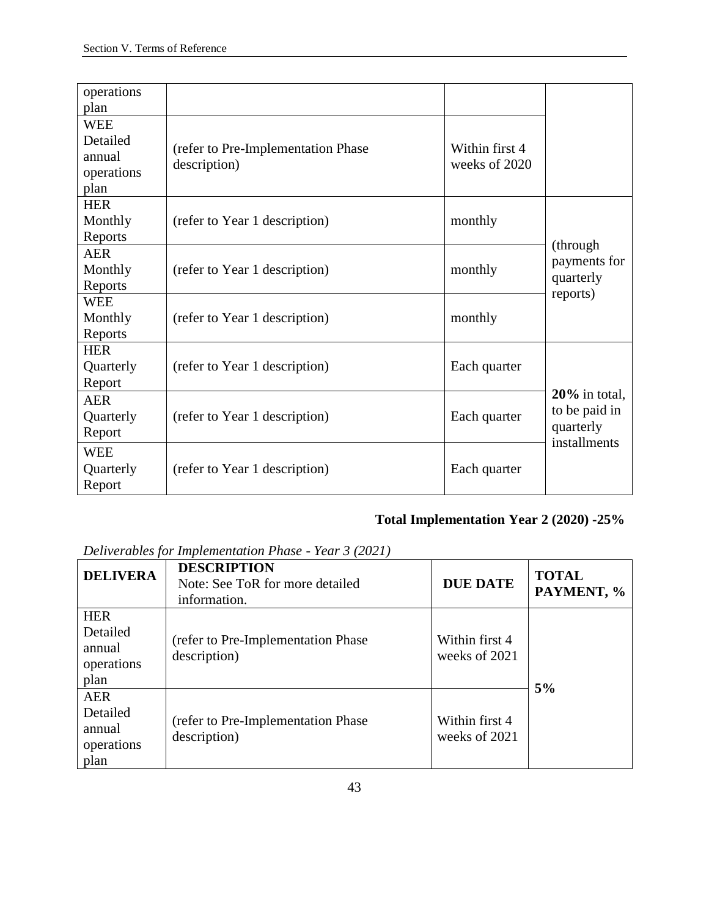| | | | |
|---|---|---|---|
| operations plan | | | |
| WEE Detailed annual operations plan | (refer to Pre-Implementation Phase description) | Within first 4 weeks of 2020 | |
| HER Monthly Reports | (refer to Year 1 description) | monthly | (through payments for quarterly reports) |
| AER Monthly Reports | (refer to Year 1 description) | monthly | |
| WEE Monthly Reports | (refer to Year 1 description) | monthly | |
| HER Quarterly Report | (refer to Year 1 description) | Each quarter | **20%** in total, to be paid in quarterly installments |
| AER Quarterly Report | (refer to Year 1 description) | Each quarter | |
| WEE Quarterly Report | (refer to Year 1 description) | Each quarter | |

**Total Implementation Year 2 (2020) -25%**

*Deliverables for Implementation Phase - Year 3 (2021)*

| **DELIVERA** | **DESCRIPTION** Note: See ToR for more detailed information. | **DUE DATE** | **TOTAL PAYMENT, %** |
|---|---|---|---|
| HER Detailed annual operations plan | (refer to Pre-Implementation Phase description) | Within first 4 weeks of 2021 | **5%** |
| AER Detailed annual operations plan | (refer to Pre-Implementation Phase description) | Within first 4 weeks of 2021 | |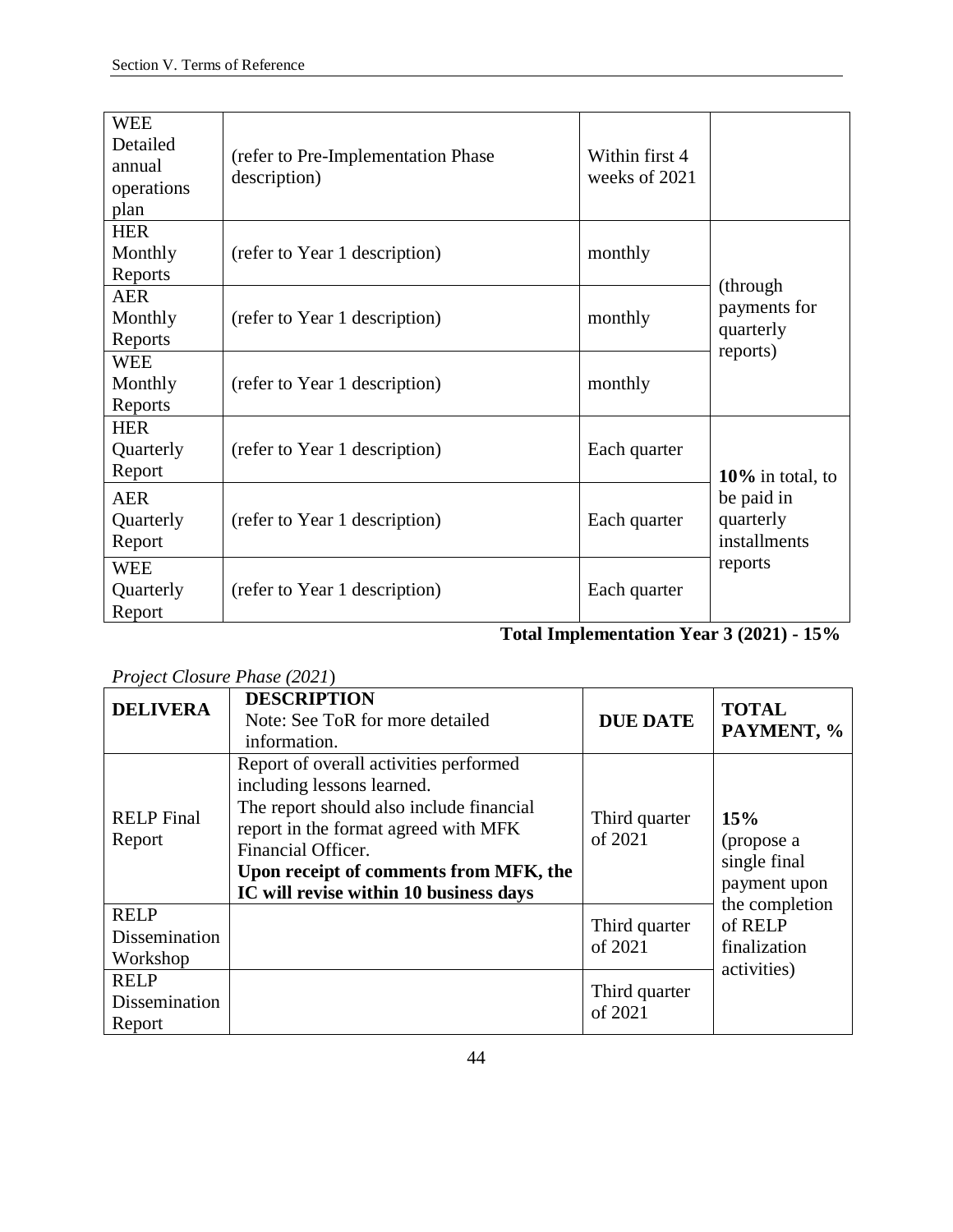| | | | |
|---|---|---|---|
| WEE Detailed annual operations plan | (refer to Pre-Implementation Phase description) | Within first 4 weeks of 2021 | |
| HER Monthly Reports | (refer to Year 1 description) | monthly | (through payments for quarterly reports) |
| AER Monthly Reports | (refer to Year 1 description) | monthly | |
| WEE Monthly Reports | (refer to Year 1 description) | monthly | |
| HER Quarterly Report | (refer to Year 1 description) | Each quarter | **10%** in total, to be paid in quarterly installments reports |
| AER Quarterly Report | (refer to Year 1 description) | Each quarter | |
| WEE Quarterly Report | (refer to Year 1 description) | Each quarter | |

**Total Implementation Year 3 (2021) - 15%**

*Project Closure Phase (2021*)

| DELIVERA | DESCRIPTION<br>Note: See ToR for more detailed information. | DUE DATE | TOTAL PAYMENT, % |
|---|---|---|---|
| RELP Final Report | Report of overall activities performed including lessons learned.<br>The report should also include financial report in the format agreed with MFK Financial Officer.<br>**Upon receipt of comments from MFK, the IC will revise within 10 business days** | Third quarter of 2021 | **15%** (propose a single final payment upon the completion of RELP finalization activities) |
| RELP Dissemination Workshop | | Third quarter of 2021 | |
| RELP Dissemination Report | | Third quarter of 2021 | |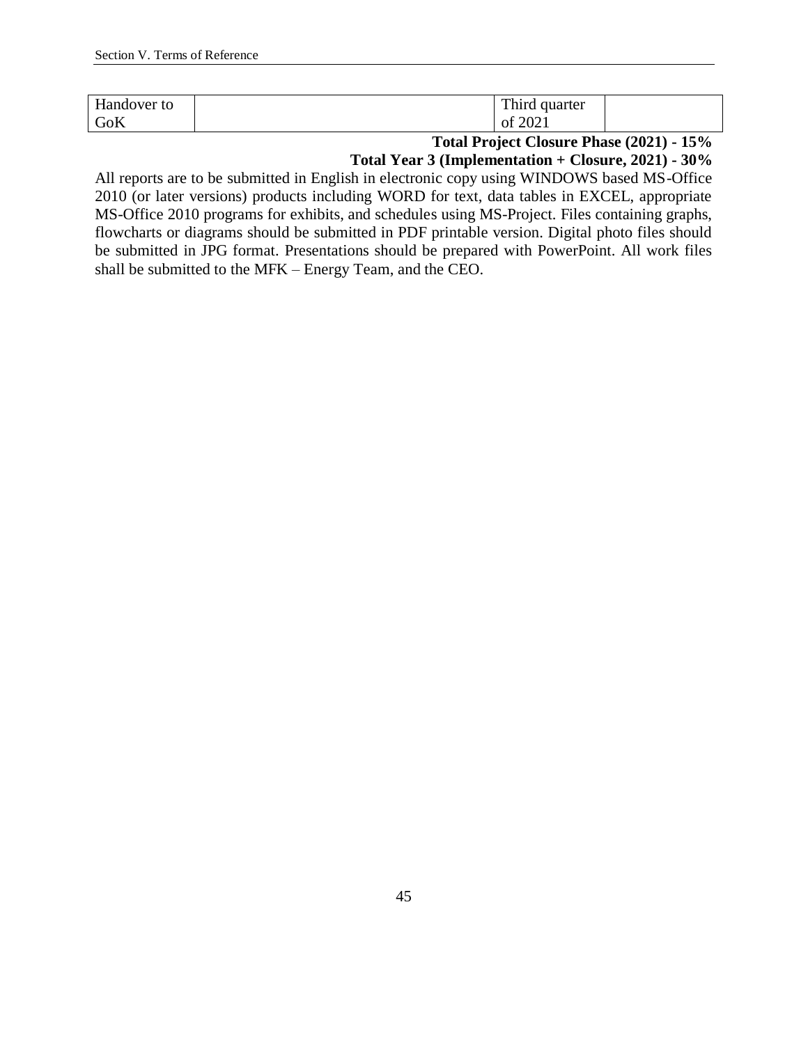| | | | |
|---|---|---|---|
| Handover to GoK | | Third quarter of 2021 | |

**Total Project Closure Phase (2021) - 15%**

**Total Year 3 (Implementation + Closure, 2021) - 30%**

All reports are to be submitted in English in electronic copy using WINDOWS based MS-Office 2010 (or later versions) products including WORD for text, data tables in EXCEL, appropriate MS-Office 2010 programs for exhibits, and schedules using MS-Project. Files containing graphs, flowcharts or diagrams should be submitted in PDF printable version. Digital photo files should be submitted in JPG format. Presentations should be prepared with PowerPoint. All work files shall be submitted to the MFK – Energy Team, and the CEO.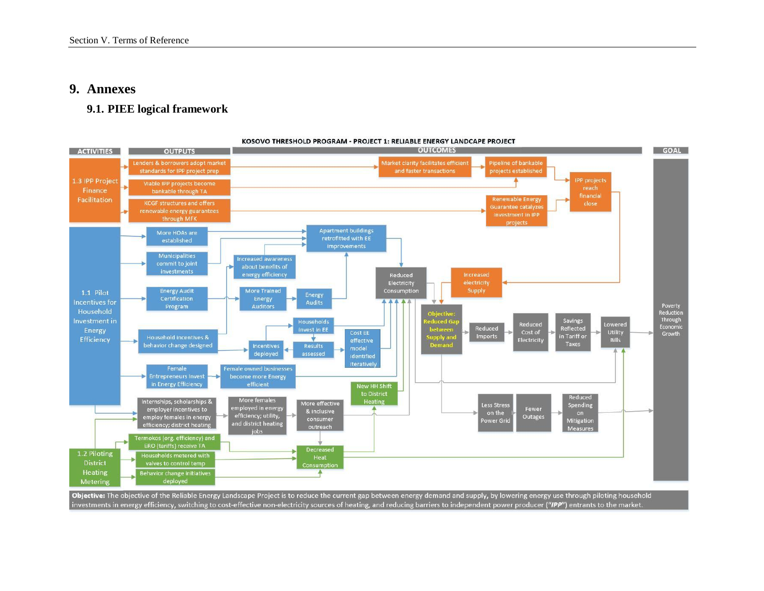# 9. Annexes

## 9.1. PIEE logical framework

**KOSOVO THRESHOLD PROGRAM - PROJECT 1: RELIABLE ENERGY LANDCAPE PROJECT**

| ACTIVITIES | OUTPUTS | OUTCOMES | GOAL |
|---|---|---|---|
| 1.3 IPP Project Finance Facilitation | Lenders & borrowers adopt market standards for IPP project prep; Viable IPP projects become bankable through TA; KCGF structures and offers renewable energy guarantees through MFK | Market clarity facilitates efficient and faster transactions; Pipeline of bankable projects established; Renewable Energy Guarantee catalyzes investment in IPP projects; IPP projects reach financial close; Increased electricity supply | Poverty Reduction Through Economic Growth |
| 1.1 Pilot Incentives for Household Investment in Energy Efficiency | More HOAs are established; Municipalities commit to joint investments; Energy Audit Certification Program; Household incentives & behavior change designed; Female Entrepreneurs Invest in Energy Efficiency; Internships, scholarships & employer incentives to employ females in energy efficiency; district heating | Apartment buildings retrofitted with EE improvements; Increased awareness about benefits of energy efficiency; More Trained Energy Auditors; Energy Audits; Households invest in EE; Incentives deployed; Results assessed; Cost EE effective model identified iteratively; Female owned businesses become more Energy efficient; More females employed in energy efficiency, utility, and district heating jobs; More effective & inclusive consumer outreach; Reduced Electricity Consumption | |
| 1.2 Piloting District Heating Metering | Termokos (org. efficiency) and ERO (tariffs) receive TA; Households metered with valves to control temp; Behavior change initiatives deployed | Decreased Heat Consumption; New HH Shift to District Heating | |
| | | **Objective: Reduced Gap between Supply and Demand** → Reduced Imports → Reduced Cost of Electricity → Savings Reflected in Tariff or Taxes → Lowered Utility Bills; Less Stress on the Power Grid → Fewer Outages → Reduced Spending on Mitigation Measures | |

**Objective:** The objective of the Reliable Energy Landscape Project is to reduce the current gap between energy demand and supply, by lowering energy use through piloting household investments in energy efficiency, switching to cost-effective non-electricity sources of heating, and reducing barriers to independent power producer (***"IPP"***) entrants to the market.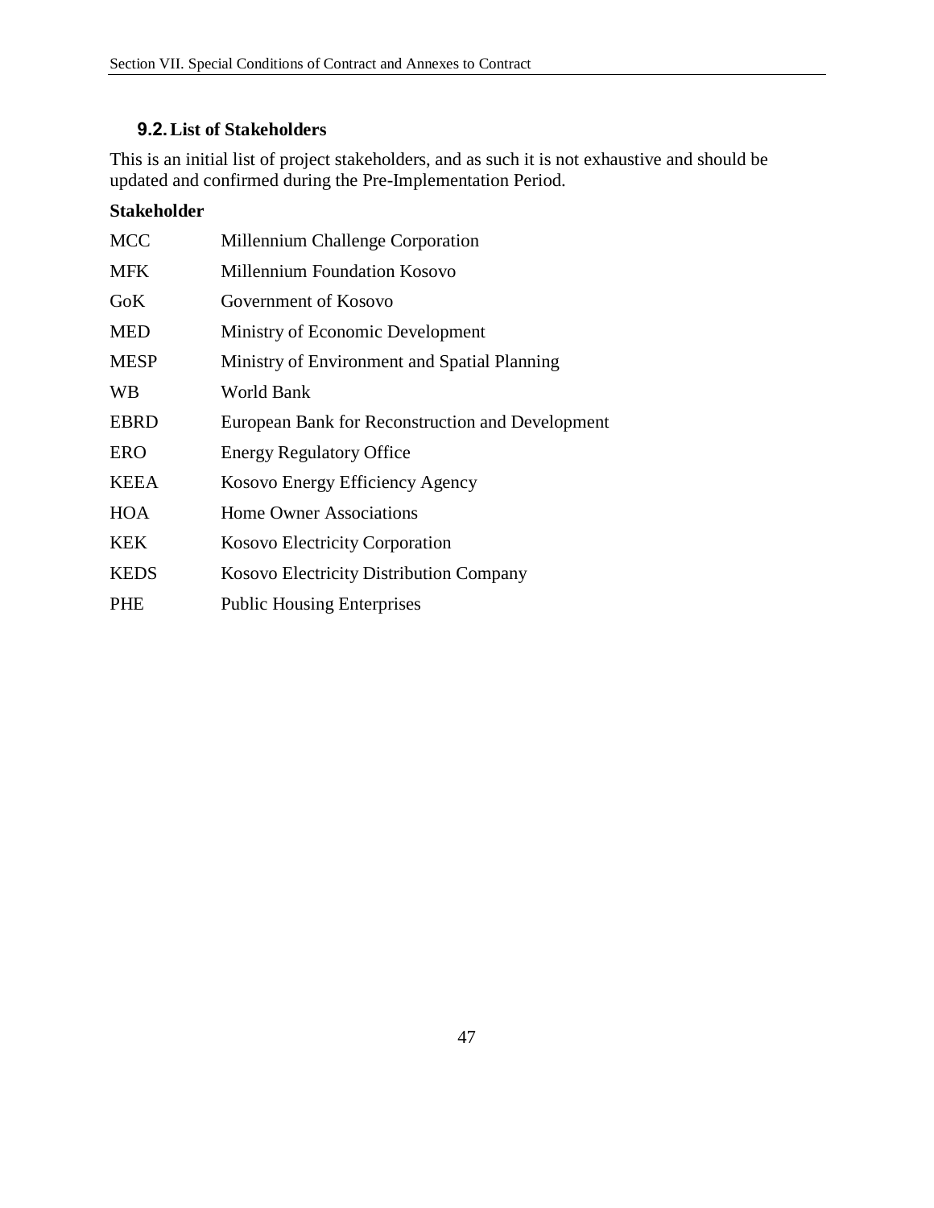## 9.2. List of Stakeholders

This is an initial list of project stakeholders, and as such it is not exhaustive and should be updated and confirmed during the Pre-Implementation Period.

| **Stakeholder** | |
|---|---|
| MCC | Millennium Challenge Corporation |
| MFK | Millennium Foundation Kosovo |
| GoK | Government of Kosovo |
| MED | Ministry of Economic Development |
| MESP | Ministry of Environment and Spatial Planning |
| WB | World Bank |
| EBRD | European Bank for Reconstruction and Development |
| ERO | Energy Regulatory Office |
| KEEA | Kosovo Energy Efficiency Agency |
| HOA | Home Owner Associations |
| KEK | Kosovo Electricity Corporation |
| KEDS | Kosovo Electricity Distribution Company |
| PHE | Public Housing Enterprises |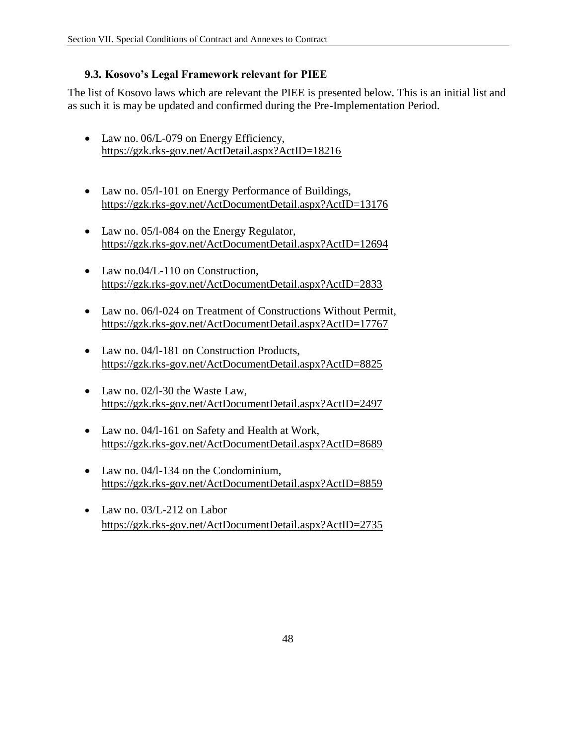### 9.3. Kosovo's Legal Framework relevant for PIEE

The list of Kosovo laws which are relevant the PIEE is presented below. This is an initial list and as such it is may be updated and confirmed during the Pre-Implementation Period.

- Law no. 06/L-079 on Energy Efficiency, https://gzk.rks-gov.net/ActDetail.aspx?ActID=18216

- Law no. 05/l-101 on Energy Performance of Buildings, https://gzk.rks-gov.net/ActDocumentDetail.aspx?ActID=13176
- Law no. 05/l-084 on the Energy Regulator, https://gzk.rks-gov.net/ActDocumentDetail.aspx?ActID=12694
- Law no.04/L-110 on Construction, https://gzk.rks-gov.net/ActDocumentDetail.aspx?ActID=2833
- Law no. 06/l-024 on Treatment of Constructions Without Permit, https://gzk.rks-gov.net/ActDocumentDetail.aspx?ActID=17767
- Law no. 04/l-181 on Construction Products, https://gzk.rks-gov.net/ActDocumentDetail.aspx?ActID=8825
- Law no. 02/l-30 the Waste Law, https://gzk.rks-gov.net/ActDocumentDetail.aspx?ActID=2497
- Law no. 04/l-161 on Safety and Health at Work, https://gzk.rks-gov.net/ActDocumentDetail.aspx?ActID=8689
- Law no. 04/l-134 on the Condominium, https://gzk.rks-gov.net/ActDocumentDetail.aspx?ActID=8859
- Law no. 03/L-212 on Labor https://gzk.rks-gov.net/ActDocumentDetail.aspx?ActID=2735